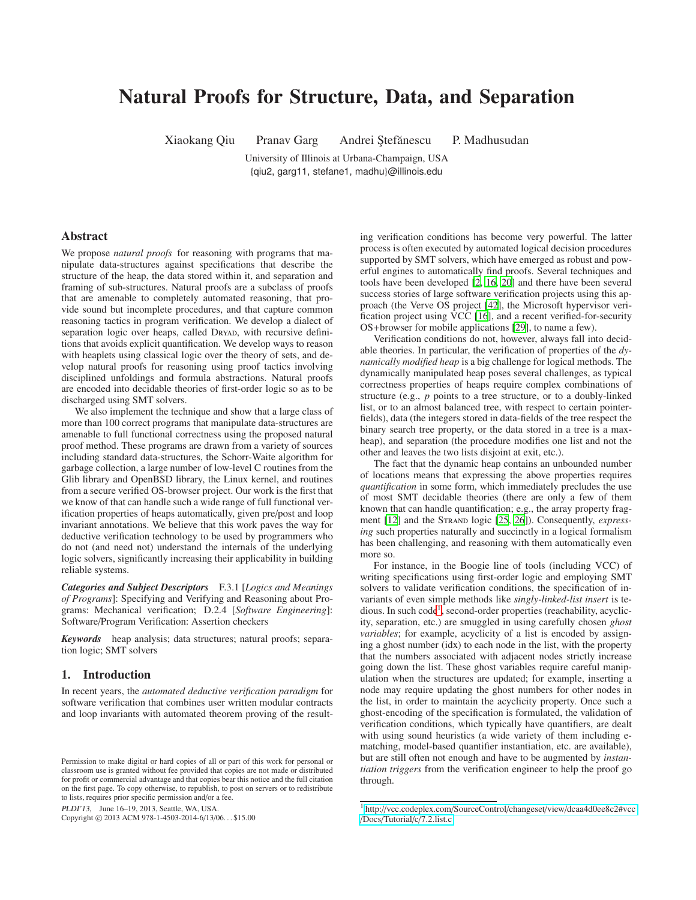# Natural Proofs for Structure, Data, and Separation

Xiaokang Qiu Pranav Garg Andrei Ştefănescu P. Madhusudan

University of Illinois at Urbana-Champaign, USA
{qiu2, garg11, stefane1, madhu}@illinois.edu

## Abstract

We propose *natural proofs* for reasoning with programs that manipulate data-structures against specifications that describe the structure of the heap, the data stored within it, and separation and framing of sub-structures. Natural proofs are a subclass of proofs that are amenable to completely automated reasoning, that provide sound but incomplete procedures, and that capture common reasoning tactics in program verification. We develop a dialect of separation logic over heaps, called Dryad, with recursive definitions that avoids explicit quantification. We develop ways to reason with heaplets using classical logic over the theory of sets, and develop natural proofs for reasoning using proof tactics involving disciplined unfoldings and formula abstractions. Natural proofs are encoded into decidable theories of first-order logic so as to be discharged using SMT solvers.

We also implement the technique and show that a large class of more than 100 correct programs that manipulate data-structures are amenable to full functional correctness using the proposed natural proof method. These programs are drawn from a variety of sources including standard data-structures, the Schorr-Waite algorithm for garbage collection, a large number of low-level C routines from the Glib library and OpenBSD library, the Linux kernel, and routines from a secure verified OS-browser project. Our work is the first that we know of that can handle such a wide range of full functional verification properties of heaps automatically, given pre/post and loop invariant annotations. We believe that this work paves the way for deductive verification technology to be used by programmers who do not (and need not) understand the internals of the underlying logic solvers, significantly increasing their applicability in building reliable systems.

***Categories and Subject Descriptors*** F.3.1 [*Logics and Meanings of Programs*]: Specifying and Verifying and Reasoning about Programs: Mechanical verification; D.2.4 [*Software Engineering*]: Software/Program Verification: Assertion checkers

***Keywords*** heap analysis; data structures; natural proofs; separation logic; SMT solvers

## 1. Introduction

In recent years, the *automated deductive verification paradigm* for software verification that combines user written modular contracts and loop invariants with automated theorem proving of the resulting verification conditions has become very powerful. The latter process is often executed by automated logical decision procedures supported by SMT solvers, which have emerged as robust and powerful engines to automatically find proofs. Several techniques and tools have been developed [2, 16, 20] and there have been several success stories of large software verification projects using this approach (the Verve OS project [42], the Microsoft hypervisor verification project using VCC [16], and a recent verified-for-security OS+browser for mobile applications [29], to name a few).

Verification conditions do not, however, always fall into decidable theories. In particular, the verification of properties of the *dynamically modified heap* is a big challenge for logical methods. The dynamically manipulated heap poses several challenges, as typical correctness properties of heaps require complex combinations of structure (e.g., *p* points to a tree structure, or to a doubly-linked list, or to an almost balanced tree, with respect to certain pointer-fields), data (the integers stored in data-fields of the tree respect the binary search tree property, or the data stored in a tree is a max-heap), and separation (the procedure modifies one list and not the other and leaves the two lists disjoint at exit, etc.).

The fact that the dynamic heap contains an unbounded number of locations means that expressing the above properties requires *quantification* in some form, which immediately precludes the use of most SMT decidable theories (there are only a few of them known that can handle quantification; e.g., the array property fragment [12] and the Strand logic [25, 26]). Consequently, *expressing* such properties naturally and succinctly in a logical formalism has been challenging, and reasoning with them automatically even more so.

For instance, in the Boogie line of tools (including VCC) of writing specifications using first-order logic and employing SMT solvers to validate verification conditions, the specification of invariants of even simple methods like *singly-linked-list insert* is tedious. In such code[1], second-order properties (reachability, acyclicity, separation, etc.) are smuggled in using carefully chosen *ghost variables*; for example, acyclicity of a list is encoded by assigning a ghost number (idx) to each node in the list, with the property that the numbers associated with adjacent nodes strictly increase going down the list. These ghost variables require careful manipulation when the structures are updated; for example, inserting a node may require updating the ghost numbers for other nodes in the list, in order to maintain the acyclicity property. Once such a ghost-encoding of the specification is formulated, the validation of verification conditions, which typically have quantifiers, are dealt with using sound heuristics (a wide variety of them including e-matching, model-based quantifier instantiation, etc. are available), but are still often not enough and have to be augmented by *instantiation triggers* from the verification engineer to help the proof go through.

Permission to make digital or hard copies of all or part of this work for personal or classroom use is granted without fee provided that copies are not made or distributed for profit or commercial advantage and that copies bear this notice and the full citation on the first page. To copy otherwise, to republish, to post on servers or to redistribute to lists, requires prior specific permission and/or a fee.

*PLDI'13,* June 16–19, 2013, Seattle, WA, USA.
Copyright © 2013 ACM 978-1-4503-2014-6/13/06... $15.00

[1] http://vcc.codeplex.com/SourceControl/changeset/view/dcaa4d0ee8c2#vcc/Docs/Tutorial/c/7.2.list.c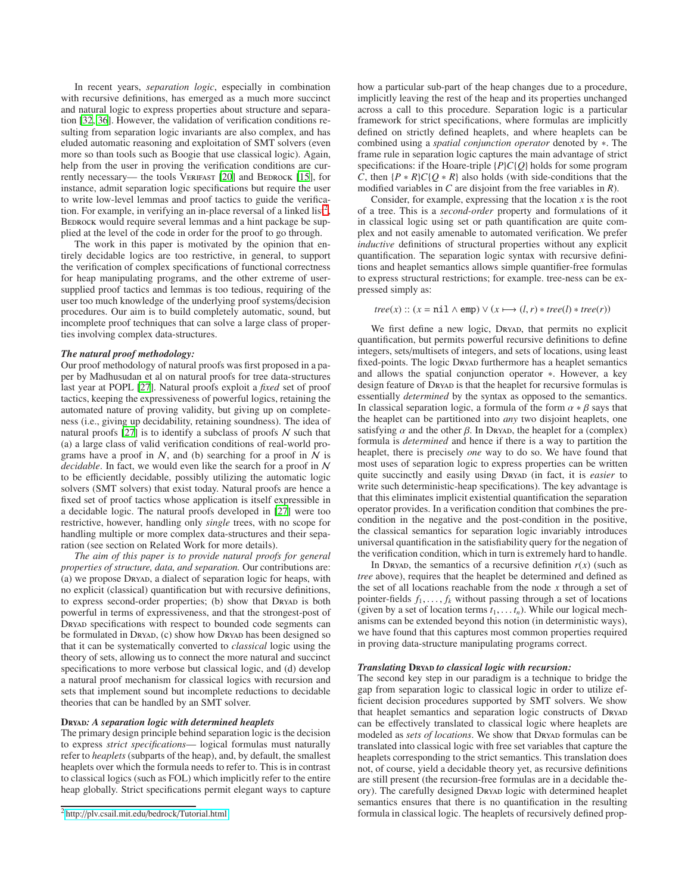In recent years, *separation logic*, especially in combination with recursive definitions, has emerged as a much more succinct and natural logic to express properties about structure and separation [32, 36]. However, the validation of verification conditions resulting from separation logic invariants are also complex, and has eluded automatic reasoning and exploitation of SMT solvers (even more so than tools such as Boogie that use classical logic). Again, help from the user in proving the verification conditions are currently necessary— the tools VERIFAST [20] and BEDROCK [15], for instance, admit separation logic specifications but require the user to write low-level lemmas and proof tactics to guide the verification. For example, in verifying an in-place reversal of a linked list[2], BEDROCK would require several lemmas and a hint package be supplied at the level of the code in order for the proof to go through.

The work in this paper is motivated by the opinion that entirely decidable logics are too restrictive, in general, to support the verification of complex specifications of functional correctness for heap manipulating programs, and the other extreme of user-supplied proof tactics and lemmas is too tedious, requiring of the user too much knowledge of the underlying proof systems/decision procedures. Our aim is to build completely automatic, sound, but incomplete proof techniques that can solve a large class of properties involving complex data-structures.

***The natural proof methodology:***
Our proof methodology of natural proofs was first proposed in a paper by Madhusudan et al on natural proofs for tree data-structures last year at POPL [27]. Natural proofs exploit a *fixed* set of proof tactics, keeping the expressiveness of powerful logics, retaining the automated nature of proving validity, but giving up on completeness (i.e., giving up decidability, retaining soundness). The idea of natural proofs [27] is to identify a subclass of proofs $\mathcal{N}$ such that (a) a large class of valid verification conditions of real-world programs have a proof in $\mathcal{N}$, and (b) searching for a proof in $\mathcal{N}$ is *decidable*. In fact, we would even like the search for a proof in $\mathcal{N}$ to be efficiently decidable, possibly utilizing the automatic logic solvers (SMT solvers) that exist today. Natural proofs are hence a fixed set of proof tactics whose application is itself expressible in a decidable logic. The natural proofs developed in [27] were too restrictive, however, handling only *single* trees, with no scope for handling multiple or more complex data-structures and their separation (see section on Related Work for more details).

*The aim of this paper is to provide natural proofs for general properties of structure, data, and separation.* Our contributions are: (a) we propose DRYAD, a dialect of separation logic for heaps, with no explicit (classical) quantification but with recursive definitions, to express second-order properties; (b) show that DRYAD is both powerful in terms of expressiveness, and that the strongest-post of DRYAD specifications with respect to bounded code segments can be formulated in DRYAD, (c) show how DRYAD has been designed so that it can be systematically converted to *classical* logic using the theory of sets, allowing us to connect the more natural and succinct specifications to more verbose but classical logic, and (d) develop a natural proof mechanism for classical logics with recursion and sets that implement sound but incomplete reductions to decidable theories that can be handled by an SMT solver.

***DRYAD: A separation logic with determined heaplets***
The primary design principle behind separation logic is the decision to express *strict specifications*— logical formulas must naturally refer to *heaplets* (subparts of the heap), and, by default, the smallest heaplets over which the formula needs to refer to. This is in contrast to classical logics (such as FOL) which implicitly refer to the entire heap globally. Strict specifications permit elegant ways to capture how a particular sub-part of the heap changes due to a procedure, implicitly leaving the rest of the heap and its properties unchanged across a call to this procedure. Separation logic is a particular framework for strict specifications, where formulas are implicitly defined on strictly defined heaplets, and where heaplets can be combined using a *spatial conjunction operator* denoted by $*$. The frame rule in separation logic captures the main advantage of strict specifications: if the Hoare-triple $\{P\}C\{Q\}$ holds for some program $C$, then $\{P * R\}C\{Q * R\}$ also holds (with side-conditions that the modified variables in $C$ are disjoint from the free variables in $R$).

Consider, for example, expressing that the location $x$ is the root of a tree. This is a *second-order* property and formulations of it in classical logic using set or path quantification are quite complex and not easily amenable to automated verification. We prefer *inductive* definitions of structural properties without any explicit quantification. The separation logic syntax with recursive definitions and heaplet semantics allows simple quantifier-free formulas to express structural restrictions; for example. tree-ness can be expressed simply as:

$$tree(x) :: (x = \texttt{nil} \wedge \texttt{emp}) \vee (x \longmapsto (l, r) * tree(l) * tree(r))$$

We first define a new logic, DRYAD, that permits no explicit quantification, but permits powerful recursive definitions to define integers, sets/multisets of integers, and sets of locations, using least fixed-points. The logic DRYAD furthermore has a heaplet semantics and allows the spatial conjunction operator $*$. However, a key design feature of DRYAD is that the heaplet for recursive formulas is essentially *determined* by the syntax as opposed to the semantics. In classical separation logic, a formula of the form $\alpha * \beta$ says that the heaplet can be partitioned into *any* two disjoint heaplets, one satisfying $\alpha$ and the other $\beta$. In DRYAD, the heaplet for a (complex) formula is *determined* and hence if there is a way to partition the heaplet, there is precisely *one* way to do so. We have found that most uses of separation logic to express properties can be written quite succinctly and easily using DRYAD (in fact, it is *easier* to write such deterministic-heap specifications). The key advantage is that this eliminates implicit existential quantification the separation operator provides. In a verification condition that combines the pre-condition in the negative and the post-condition in the positive, the classical semantics for separation logic invariably introduces universal quantification in the satisfiability query for the negation of the verification condition, which in turn is extremely hard to handle.

In DRYAD, the semantics of a recursive definition $r(x)$ (such as *tree* above), requires that the heaplet be determined and defined as the set of all locations reachable from the node $x$ through a set of pointer-fields $f_1, \ldots, f_k$ without passing through a set of locations (given by a set of location terms $t_1, \ldots t_n$). While our logical mechanisms can be extended beyond this notion (in deterministic ways), we have found that this captures most common properties required in proving data-structure manipulating programs correct.

***Translating DRYAD to classical logic with recursion:***
The second key step in our paradigm is a technique to bridge the gap from separation logic to classical logic in order to utilize efficient decision procedures supported by SMT solvers. We show that heaplet semantics and separation logic constructs of DRYAD can be effectively translated to classical logic where heaplets are modeled as *sets of locations*. We show that DRYAD formulas can be translated into classical logic with free set variables that capture the heaplets corresponding to the strict semantics. This translation does not, of course, yield a decidable theory yet, as recursive definitions are still present (the recursion-free formulas are in a decidable theory). The carefully designed DRYAD logic with determined heaplet semantics ensures that there is no quantification in the resulting formula in classical logic. The heaplets of recursively defined prop-

[2] http://plv.csail.mit.edu/bedrock/Tutorial.html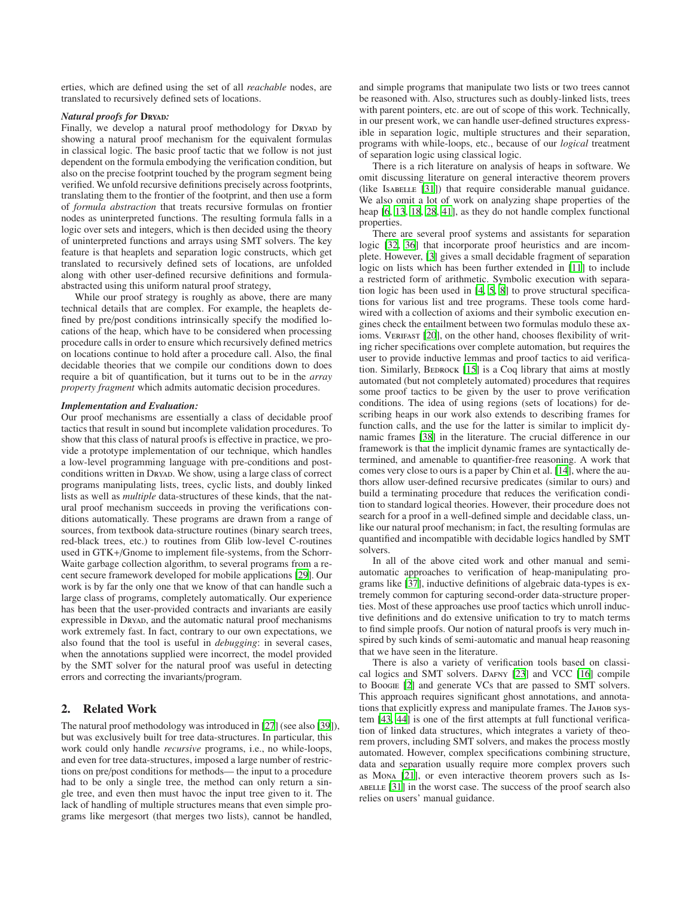erties, which are defined using the set of all *reachable* nodes, are translated to recursively defined sets of locations.

***Natural proofs for* Dryad:**
Finally, we develop a natural proof methodology for Dryad by showing a natural proof mechanism for the equivalent formulas in classical logic. The basic proof tactic that we follow is not just dependent on the formula embodying the verification condition, but also on the precise footprint touched by the program segment being verified. We unfold recursive definitions precisely across footprints, translating them to the frontier of the footprint, and then use a form of *formula abstraction* that treats recursive formulas on frontier nodes as uninterpreted functions. The resulting formula falls in a logic over sets and integers, which is then decided using the theory of uninterpreted functions and arrays using SMT solvers. The key feature is that heaplets and separation logic constructs, which get translated to recursively defined sets of locations, are unfolded along with other user-defined recursive definitions and formula-abstracted using this uniform natural proof strategy,

While our proof strategy is roughly as above, there are many technical details that are complex. For example, the heaplets defined by pre/post conditions intrinsically specify the modified locations of the heap, which have to be considered when processing procedure calls in order to ensure which recursively defined metrics on locations continue to hold after a procedure call. Also, the final decidable theories that we compile our conditions down to does require a bit of quantification, but it turns out to be in the *array property fragment* which admits automatic decision procedures.

***Implementation and Evaluation:***
Our proof mechanisms are essentially a class of decidable proof tactics that result in sound but incomplete validation procedures. To show that this class of natural proofs is effective in practice, we provide a prototype implementation of our technique, which handles a low-level programming language with pre-conditions and post-conditions written in Dryad. We show, using a large class of correct programs manipulating lists, trees, cyclic lists, and doubly linked lists as well as *multiple* data-structures of these kinds, that the natural proof mechanism succeeds in proving the verifications conditions automatically. These programs are drawn from a range of sources, from textbook data-structure routines (binary search trees, red-black trees, etc.) to routines from Glib low-level C-routines used in GTK+/Gnome to implement file-systems, from the Schorr-Waite garbage collection algorithm, to several programs from a recent secure framework developed for mobile applications [29]. Our work is by far the only one that we know of that can handle such a large class of programs, completely automatically. Our experience has been that the user-provided contracts and invariants are easily expressible in Dryad, and the automatic natural proof mechanisms work extremely fast. In fact, contrary to our own expectations, we also found that the tool is useful in *debugging*: in several cases, when the annotations supplied were incorrect, the model provided by the SMT solver for the natural proof was useful in detecting errors and correcting the invariants/program.

## 2. Related Work

The natural proof methodology was introduced in [27] (see also [39]), but was exclusively built for tree data-structures. In particular, this work could only handle *recursive* programs, i.e., no while-loops, and even for tree data-structures, imposed a large number of restrictions on pre/post conditions for methods— the input to a procedure had to be only a single tree, the method can only return a single tree, and even then must havoc the input tree given to it. The lack of handling of multiple structures means that even simple programs like mergesort (that merges two lists), cannot be handled, and simple programs that manipulate two lists or two trees cannot be reasoned with. Also, structures such as doubly-linked lists, trees with parent pointers, etc. are out of scope of this work. Technically, in our present work, we can handle user-defined structures expressible in separation logic, multiple structures and their separation, programs with while-loops, etc., because of our *logical* treatment of separation logic using classical logic.

There is a rich literature on analysis of heaps in software. We omit discussing literature on general interactive theorem provers (like Isabelle [31]) that require considerable manual guidance. We also omit a lot of work on analyzing shape properties of the heap [6, 13, 18, 28, 41], as they do not handle complex functional properties.

There are several proof systems and assistants for separation logic [32, 36] that incorporate proof heuristics and are incomplete. However, [3] gives a small decidable fragment of separation logic on lists which has been further extended in [11] to include a restricted form of arithmetic. Symbolic execution with separation logic has been used in [4, 5, 8] to prove structural specifications for various list and tree programs. These tools come hard-wired with a collection of axioms and their symbolic execution engines check the entailment between two formulas modulo these axioms. Verifast [20], on the other hand, chooses flexibility of writing richer specifications over complete automation, but requires the user to provide inductive lemmas and proof tactics to aid verification. Similarly, Bedrock [15] is a Coq library that aims at mostly automated (but not completely automated) procedures that requires some proof tactics to be given by the user to prove verification conditions. The idea of using regions (sets of locations) for describing heaps in our work also extends to describing frames for function calls, and the use for the latter is similar to implicit dynamic frames [38] in the literature. The crucial difference in our framework is that the implicit dynamic frames are syntactically determined, and amenable to quantifier-free reasoning. A work that comes very close to ours is a paper by Chin et al. [14], where the authors allow user-defined recursive predicates (similar to ours) and build a terminating procedure that reduces the verification condition to standard logical theories. However, their procedure does not search for a proof in a well-defined simple and decidable class, unlike our natural proof mechanism; in fact, the resulting formulas are quantified and incompatible with decidable logics handled by SMT solvers.

In all of the above cited work and other manual and semi-automatic approaches to verification of heap-manipulating programs like [37], inductive definitions of algebraic data-types is extremely common for capturing second-order data-structure properties. Most of these approaches use proof tactics which unroll inductive definitions and do extensive unification to try to match terms to find simple proofs. Our notion of natural proofs is very much inspired by such kinds of semi-automatic and manual heap reasoning that we have seen in the literature.

There is also a variety of verification tools based on classical logics and SMT solvers. Dafny [23] and VCC [16] compile to Boogie [2] and generate VCs that are passed to SMT solvers. This approach requires significant ghost annotations, and annotations that explicitly express and manipulate frames. The Jahob system [43, 44] is one of the first attempts at full functional verification of linked data structures, which integrates a variety of theorem provers, including SMT solvers, and makes the process mostly automated. However, complex specifications combining structure, data and separation usually require more complex provers such as Mona [21], or even interactive theorem provers such as Isabelle [31] in the worst case. The success of the proof search also relies on users' manual guidance.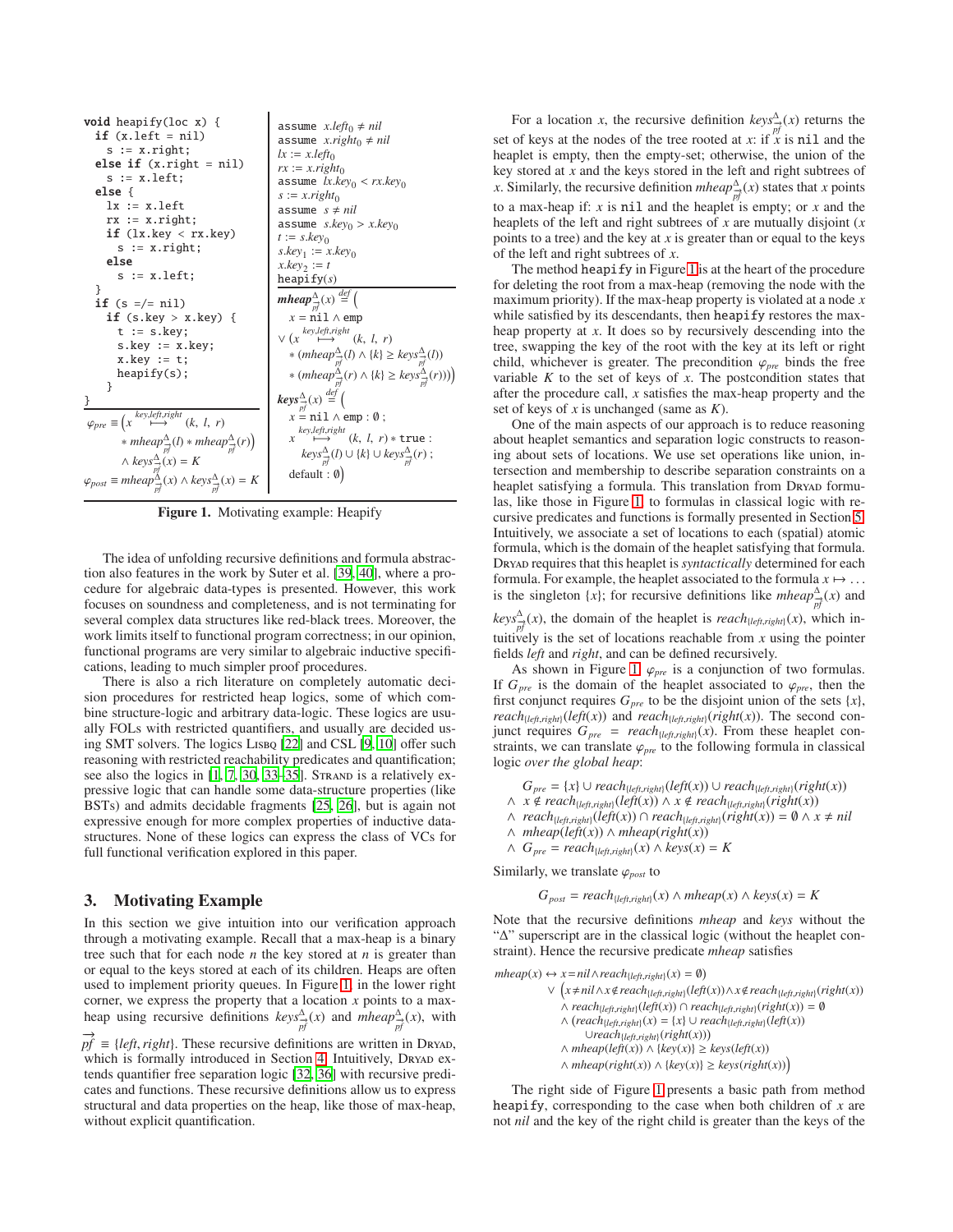```
void heapify(loc x) {
  if (x.left = nil)
    s := x.right;
  else if (x.right = nil)
    s := x.left;
  else {
    lx := x.left
    rx := x.right;
    if (lx.key < rx.key)
      s := x.right;
    else
      s := x.left;
  }
  if (s =/= nil)
    if (s.key > x.key) {
      t := s.key;
      s.key := x.key;
      x.key := t;
      heapify(s);
    }
}
```

$$\varphi_{pre} \equiv \Big(x \overset{key,left,right}{\longmapsto} (k,\ l,\ r) * mheap^{\Delta}_{\vec{pf}}(l) * mheap^{\Delta}_{\vec{pf}}(r)\Big) \wedge keys^{\Delta}_{\vec{pf}}(x) = K$$

$$\varphi_{post} \equiv mheap^{\Delta}_{\vec{pf}}(x) \wedge keys^{\Delta}_{\vec{pf}}(x) = K$$

assume $x.left_0 \neq nil$
assume $x.right_0 \neq nil$
$lx := x.left_0$
$rx := x.right_0$
assume $lx.key_0 < rx.key_0$
$s := x.right_0$
assume $s \neq nil$
assume $s.key_0 > x.key_0$
$t := s.key_0$
$s.key_1 := x.key_0$
$x.key_2 := t$
heapify($s$)

$$\boldsymbol{mheap}^{\Delta}_{\vec{pf}}(x) \overset{def}{=} \Big( x = \texttt{nil} \wedge \texttt{emp} \vee (x \overset{key,left,right}{\longmapsto} (k,\ l,\ r) * (mheap^{\Delta}_{\vec{pf}}(l) \wedge \{k\} \geq keys^{\Delta}_{\vec{pf}}(l)) * (mheap^{\Delta}_{\vec{pf}}(r) \wedge \{k\} \geq keys^{\Delta}_{\vec{pf}}(r))\Big)$$

$$\boldsymbol{keys}^{\Delta}_{\vec{pf}}(x) \overset{def}{=} \Big( x = \texttt{nil} \wedge \texttt{emp} : \emptyset\ ;\ x \overset{key,left,right}{\longmapsto} (k,\ l,\ r) * \texttt{true} : keys^{\Delta}_{\vec{pf}}(l) \cup \{k\} \cup keys^{\Delta}_{\vec{pf}}(r)\ ;\ \text{default} : \emptyset\Big)$$

**Figure 1.** Motivating example: Heapify

The idea of unfolding recursive definitions and formula abstraction also features in the work by Suter et al. [39, 40], where a procedure for algebraic data-types is presented. However, this work focuses on soundness and completeness, and is not terminating for several complex data structures like red-black trees. Moreover, the work limits itself to functional program correctness; in our opinion, functional programs are very similar to algebraic inductive specifications, leading to much simpler proof procedures.

There is also a rich literature on completely automatic decision procedures for restricted heap logics, some of which combine structure-logic and arbitrary data-logic. These logics are usually FOLs with restricted quantifiers, and usually are decided using SMT solvers. The logics Lisbq [22] and CSL [9, 10] offer such reasoning with restricted reachability predicates and quantification; see also the logics in [1, 7, 30, 33–35]. Strand is a relatively expressive logic that can handle some data-structure properties (like BSTs) and admits decidable fragments [25, 26], but is again not expressive enough for more complex properties of inductive data-structures. None of these logics can express the class of VCs for full functional verification explored in this paper.

## 3. Motivating Example

In this section we give intuition into our verification approach through a motivating example. Recall that a max-heap is a binary tree such that for each node $n$ the key stored at $n$ is greater than or equal to the keys stored at each of its children. Heaps are often used to implement priority queues. In Figure 1, in the lower right corner, we express the property that a location $x$ points to a max-heap using recursive definitions $keys^{\Delta}_{\vec{pf}}(x)$ and $mheap^{\Delta}_{\vec{pf}}(x)$, with $\vec{pf} \equiv \{left, right\}$. These recursive definitions are written in Dryad, which is formally introduced in Section 4. Intuitively, Dryad extends quantifier free separation logic [32, 36] with recursive predicates and functions. These recursive definitions allow us to express structural and data properties on the heap, like those of max-heap, without explicit quantification.

For a location $x$, the recursive definition $keys^{\Delta}_{\vec{pf}}(x)$ returns the set of keys at the nodes of the tree rooted at $x$: if $x$ is nil and the heaplet is empty, then the empty-set; otherwise, the union of the key stored at $x$ and the keys stored in the left and right subtrees of $x$. Similarly, the recursive definition $mheap^{\Delta}_{\vec{pf}}(x)$ states that $x$ points to a max-heap if: $x$ is nil and the heaplet is empty; or $x$ and the heaplets of the left and right subtrees of $x$ are mutually disjoint ($x$ points to a tree) and the key at $x$ is greater than or equal to the keys of the left and right subtrees of $x$.

The method heapify in Figure 1 is at the heart of the procedure for deleting the root from a max-heap (removing the node with the maximum priority). If the max-heap property is violated at a node $x$ while satisfied by its descendants, then heapify restores the max-heap property at $x$. It does so by recursively descending into the tree, swapping the key of the root with the key at its left or right child, whichever is greater. The precondition $\varphi_{pre}$ binds the free variable $K$ to the set of keys of $x$. The postcondition states that after the procedure call, $x$ satisfies the max-heap property and the set of keys of $x$ is unchanged (same as $K$).

One of the main aspects of our approach is to reduce reasoning about heaplet semantics and separation logic constructs to reasoning about sets of locations. We use set operations like union, intersection and membership to describe separation constraints on a heaplet satisfying a formula. This translation from Dryad formulas, like those in Figure 1, to formulas in classical logic with recursive predicates and functions is formally presented in Section 5. Intuitively, we associate a set of locations to each (spatial) atomic formula, which is the domain of the heaplet satisfying that formula. Dryad requires that this heaplet is *syntactically* determined for each formula. For example, the heaplet associated to the formula $x \mapsto \ldots$ is the singleton $\{x\}$; for recursive definitions like $mheap^{\Delta}_{\vec{pf}}(x)$ and $keys^{\Delta}_{\vec{pf}}(x)$, the domain of the heaplet is $reach_{\{left,right\}}(x)$, which intuitively is the set of locations reachable from $x$ using the pointer fields *left* and *right*, and can be defined recursively.

As shown in Figure 1, $\varphi_{pre}$ is a conjunction of two formulas. If $G_{pre}$ is the domain of the heaplet associated to $\varphi_{pre}$, then the first conjunct requires $G_{pre}$ to be the disjoint union of the sets $\{x\}$, $reach_{\{left,right\}}(left(x))$ and $reach_{\{left,right\}}(right(x))$. The second conjunct requires $G_{pre} = reach_{\{left,right\}}(x)$. From these heaplet constraints, we can translate $\varphi_{pre}$ to the following formula in classical logic *over the global heap*:

$$\begin{aligned}
& G_{pre} = \{x\} \cup reach_{\{left,right\}}(left(x)) \cup reach_{\{left,right\}}(right(x)) \\
\wedge\ & x \notin reach_{\{left,right\}}(left(x)) \wedge x \notin reach_{\{left,right\}}(right(x)) \\
\wedge\ & reach_{\{left,right\}}(left(x)) \cap reach_{\{left,right\}}(right(x)) = \emptyset \wedge x \neq nil \\
\wedge\ & mheap(left(x)) \wedge mheap(right(x)) \\
\wedge\ & G_{pre} = reach_{\{left,right\}}(x) \wedge keys(x) = K
\end{aligned}$$

Similarly, we translate $\varphi_{post}$ to

$$G_{post} = reach_{\{left,right\}}(x) \wedge mheap(x) \wedge keys(x) = K$$

Note that the recursive definitions *mheap* and *keys* without the "Δ" superscript are in the classical logic (without the heaplet constraint). Hence the recursive predicate *mheap* satisfies

$$\begin{aligned}
mheap(x) \leftrightarrow\ & x = nil \wedge reach_{\{left,right\}}(x) = \emptyset) \\
\vee\ & \Big(x \neq nil \wedge x \notin reach_{\{left,right\}}(left(x)) \wedge x \notin reach_{\{left,right\}}(right(x)) \\
& \wedge reach_{\{left,right\}}(left(x)) \cap reach_{\{left,right\}}(right(x)) = \emptyset \\
& \wedge (reach_{\{left,right\}}(x) = \{x\} \cup reach_{\{left,right\}}(left(x)) \\
& \qquad \cup reach_{\{left,right\}}(right(x))) \\
& \wedge mheap(left(x)) \wedge \{key(x)\} \geq keys(left(x)) \\
& \wedge mheap(right(x)) \wedge \{key(x)\} \geq keys(right(x))\Big)
\end{aligned}$$

The right side of Figure 1 presents a basic path from method heapify, corresponding to the case when both children of $x$ are not *nil* and the key of the right child is greater than the keys of the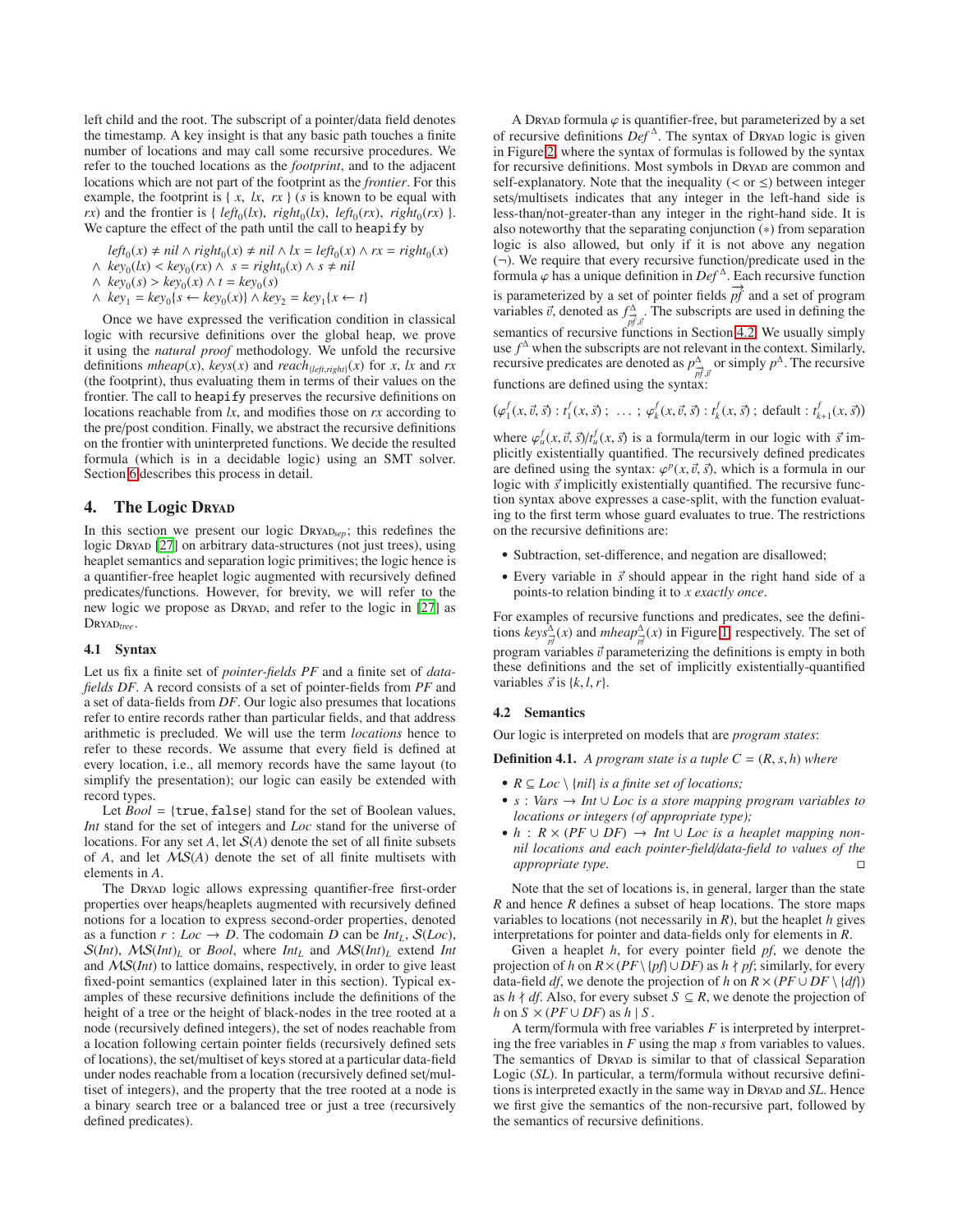left child and the root. The subscript of a pointer/data field denotes the timestamp. A key insight is that any basic path touches a finite number of locations and may call some recursive procedures. We refer to the touched locations as the *footprint*, and to the adjacent locations which are not part of the footprint as the *frontier*. For this example, the footprint is { $x$, $lx$, $rx$ } ($s$ is known to be equal with $rx$) and the frontier is { $left_0(lx)$, $right_0(lx)$, $left_0(rx)$, $right_0(rx)$ }. We capture the effect of the path until the call to `heapify` by

$$
\begin{aligned}
& left_0(x) \neq nil \wedge right_0(x) \neq nil \wedge lx = left_0(x) \wedge rx = right_0(x) \\
\wedge\ & key_0(lx) < key_0(rx) \wedge\ s = right_0(x) \wedge s \neq nil \\
\wedge\ & key_0(s) > key_0(x) \wedge t = key_0(s) \\
\wedge\ & key_1 = key_0\{s \leftarrow key_0(x)\} \wedge key_2 = key_1\{x \leftarrow t\}
\end{aligned}
$$

Once we have expressed the verification condition in classical logic with recursive definitions over the global heap, we prove it using the *natural proof* methodology. We unfold the recursive definitions $mheap(x)$, $keys(x)$ and $reach_{\{left,right\}}(x)$ for $x$, $lx$ and $rx$ (the footprint), thus evaluating them in terms of their values on the frontier. The call to `heapify` preserves the recursive definitions on locations reachable from $lx$, and modifies those on $rx$ according to the pre/post condition. Finally, we abstract the recursive definitions on the frontier with uninterpreted functions. We decide the resulted formula (which is in a decidable logic) using an SMT solver. Section 6 describes this process in detail.

## 4. The Logic Dryad

In this section we present our logic $\text{Dryad}_{sep}$; this redefines the logic Dryad [27] on arbitrary data-structures (not just trees), using heaplet semantics and separation logic primitives; the logic hence is a quantifier-free heaplet logic augmented with recursively defined predicates/functions. However, for brevity, we will refer to the new logic we propose as Dryad, and refer to the logic in [27] as $\text{Dryad}_{tree}$.

### 4.1 Syntax

Let us fix a finite set of *pointer-fields PF* and a finite set of *data-fields DF*. A record consists of a set of pointer-fields from *PF* and a set of data-fields from *DF*. Our logic also presumes that locations refer to entire records rather than particular fields, and that address arithmetic is precluded. We will use the term *locations* hence to refer to these records. We assume that every field is defined at every location, i.e., all memory records have the same layout (to simplify the presentation); our logic can easily be extended with record types.

Let $Bool = \{\texttt{true}, \texttt{false}\}$ stand for the set of Boolean values, $Int$ stand for the set of integers and $Loc$ stand for the universe of locations. For any set $A$, let $\mathcal{S}(A)$ denote the set of all finite subsets of $A$, and let $\mathcal{MS}(A)$ denote the set of all finite multisets with elements in $A$.

The Dryad logic allows expressing quantifier-free first-order properties over heaps/heaplets augmented with recursively defined notions for a location to express second-order properties, denoted as a function $r : Loc \to D$. The codomain $D$ can be $Int_L$, $\mathcal{S}(Loc)$, $\mathcal{S}(Int)$, $\mathcal{MS}(Int)_L$ or $Bool$, where $Int_L$ and $\mathcal{MS}(Int)_L$ extend $Int$ and $\mathcal{MS}(Int)$ to lattice domains, respectively, in order to give least fixed-point semantics (explained later in this section). Typical examples of these recursive definitions include the definitions of the height of a tree or the height of black-nodes in the tree rooted at a node (recursively defined integers), the set of nodes reachable from a location following certain pointer fields (recursively defined sets of locations), the set/multiset of keys stored at a particular data-field under nodes reachable from a location (recursively defined set/multiset of integers), and the property that the tree rooted at a node is a binary search tree or a balanced tree or just a tree (recursively defined predicates).

A Dryad formula $\varphi$ is quantifier-free, but parameterized by a set of recursive definitions $Def^{\Delta}$. The syntax of Dryad logic is given in Figure 2, where the syntax of formulas is followed by the syntax for recursive definitions. Most symbols in Dryad are common and self-explanatory. Note that the inequality ($<$ or $\leq$) between integer sets/multisets indicates that any integer in the left-hand side is less-than/not-greater-than any integer in the right-hand side. It is also noteworthy that the separating conjunction ($*$) from separation logic is also allowed, but only if it is not above any negation ($\neg$). We require that every recursive function/predicate used in the formula $\varphi$ has a unique definition in $Def^{\Delta}$. Each recursive function is parameterized by a set of pointer fields $\overrightarrow{pf}$ and a set of program variables $\vec{v}$, denoted as $f^{\Delta}_{\overrightarrow{pf},\vec{v}}$. The subscripts are used in defining the semantics of recursive functions in Section 4.2. We usually simply use $f^{\Delta}$ when the subscripts are not relevant in the context. Similarly, recursive predicates are denoted as $p^{\Delta}_{\overrightarrow{pf},\vec{v}}$ or simply $p^{\Delta}$. The recursive functions are defined using the syntax:

$$(\varphi^f_1(x,\vec{v},\vec{s}) : t^f_1(x,\vec{s})\ ;\ \ldots\ ;\ \varphi^f_k(x,\vec{v},\vec{s}) : t^f_k(x,\vec{s})\ ;\ \text{default} : t^f_{k+1}(x,\vec{s}))$$

where $\varphi^f_u(x,\vec{v},\vec{s})/t^f_u(x,\vec{s})$ is a formula/term in our logic with $\vec{s}$ implicitly existentially quantified. The recursively defined predicates are defined using the syntax: $\varphi^p(x,\vec{v},\vec{s})$, which is a formula in our logic with $\vec{s}$ implicitly existentially quantified. The recursive function syntax above expresses a case-split, with the function evaluating to the first term whose guard evaluates to true. The restrictions on the recursive definitions are:

- Subtraction, set-difference, and negation are disallowed;
- Every variable in $\vec{s}$ should appear in the right hand side of a points-to relation binding it to $x$ *exactly once*.

For examples of recursive functions and predicates, see the definitions $keys^{\Delta}_{\overrightarrow{pf}}(x)$ and $mheap^{\Delta}_{\overrightarrow{pf}}(x)$ in Figure 1, respectively. The set of program variables $\vec{v}$ parameterizing the definitions is empty in both these definitions and the set of implicitly existentially-quantified variables $\vec{s}$ is $\{k, l, r\}$.

### 4.2 Semantics

Our logic is interpreted on models that are *program states*:

**Definition 4.1.** *A program state is a tuple $C = (R, s, h)$ where*

- *$R \subseteq Loc \setminus \{nil\}$ is a finite set of locations;*
- *$s : Vars \to Int \cup Loc$ is a store mapping program variables to locations or integers (of appropriate type);*
- *$h : R \times (PF \cup DF) \to Int \cup Loc$ is a heaplet mapping non-nil locations and each pointer-field/data-field to values of the appropriate type.* □

Note that the set of locations is, in general, larger than the state $R$ and hence $R$ defines a subset of heap locations. The store maps variables to locations (not necessarily in $R$), but the heaplet $h$ gives interpretations for pointer and data-fields only for elements in $R$.

Given a heaplet $h$, for every pointer field $pf$, we denote the projection of $h$ on $R \times (PF \setminus \{pf\} \cup DF)$ as $h \nmid pf$; similarly, for every data-field $df$, we denote the projection of $h$ on $R \times (PF \cup DF \setminus \{df\})$ as $h \nmid df$. Also, for every subset $S \subseteq R$, we denote the projection of $h$ on $S \times (PF \cup DF)$ as $h \mid S$.

A term/formula with free variables $F$ is interpreted by interpreting the free variables in $F$ using the map $s$ from variables to values. The semantics of Dryad is similar to that of classical Separation Logic (*SL*). In particular, a term/formula without recursive definitions is interpreted exactly in the same way in Dryad and *SL*. Hence we first give the semantics of the non-recursive part, followed by the semantics of recursive definitions.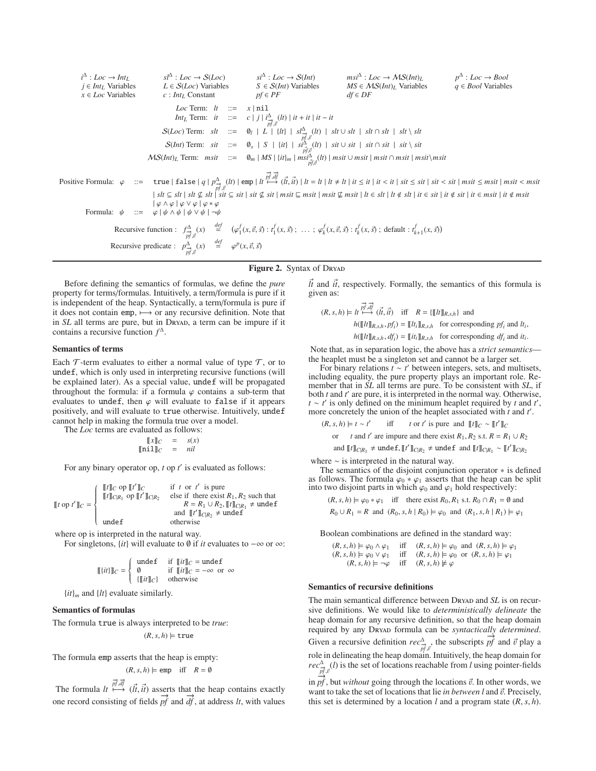$i^\Delta : Loc \rightarrow Int_L$ $\quad$ $sl^\Delta : Loc \rightarrow \mathcal{S}(Loc)$ $\quad$ $si^\Delta : Loc \rightarrow \mathcal{S}(Int)$ $\quad$ $msi^\Delta : Loc \rightarrow \mathcal{MS}(Int)_L$ $\quad$ $p^\Delta : Loc \rightarrow Bool$

$j \in Int_L$ Variables $\quad$ $L \in \mathcal{S}(Loc)$ Variables $\quad$ $S \in \mathcal{S}(Int)$ Variables $\quad$ $MS \in \mathcal{MS}(Int)_L$ Variables $\quad$ $q \in Bool$ Variables

$x \in Loc$ Variables $\quad$ $c : Int_L$ Constant $\quad$ $pf \in PF$ $\quad$ $df \in DF$

$$
\begin{array}{rcl}
Loc \text{ Term: } lt & ::= & x \mid \texttt{nil} \\
Int_L \text{ Term: } it & ::= & c \mid j \mid i^\Delta_{\vec{pf},\vec{v}}(lt) \mid it + it \mid it - it \\
\mathcal{S}(Loc) \text{ Term: } slt & ::= & \emptyset_l \mid L \mid \{lt\} \mid sl^\Delta_{\vec{pf},\vec{v}}(lt) \mid slt \cup slt \mid slt \cap slt \mid slt \setminus slt \\
\mathcal{S}(Int) \text{ Term: } sit & ::= & \emptyset_s \mid S \mid \{it\} \mid si^\Delta_{\vec{pf},\vec{v}}(lt) \mid sit \cup sit \mid sit \cap sit \mid sit \setminus sit \\
\mathcal{MS}(Int)_L \text{ Term: } msit & ::= & \emptyset_m \mid MS \mid \{it\}_m \mid msi^\Delta_{\vec{pf},\vec{v}}(lt) \mid msit \cup msit \mid msit \cap msit \mid msit \setminus msit
\end{array}
$$

$$
\begin{array}{rcl}
\text{Positive Formula: } \varphi & ::= & \texttt{true} \mid \texttt{false} \mid q \mid p^\Delta_{\vec{pf},\vec{v}}(lt) \mid \texttt{emp} \mid lt \overset{\vec{pf},\vec{df}}{\longmapsto} (\vec{lt}, \vec{it}) \mid lt = lt \mid lt \neq lt \mid it \leq it \mid it < it \mid sit \leq sit \mid sit < sit \mid msit \leq msit \mid msit < msit \\
& & \mid slt \subseteq slt \mid slt \nsubseteq slt \mid sit \subseteq sit \mid sit \nsubseteq sit \mid msit \sqsubseteq msit \mid msit \not\sqsubseteq msit \mid lt \in slt \mid lt \notin slt \mid it \in sit \mid it \notin sit \mid it \in msit \mid it \notin msit \\
& & \mid \varphi \wedge \varphi \mid \varphi \vee \varphi \mid \varphi * \varphi \\
\text{Formula: } \psi & ::= & \varphi \mid \psi \wedge \psi \mid \psi \vee \psi \mid \neg\psi
\end{array}
$$

$$
\text{Recursive function : } f^\Delta_{\vec{pf},\vec{v}}(x) \overset{def}{=} (\varphi^f_1(x,\vec{v},\vec{s}) : t^f_1(x,\vec{v},\vec{s}) \,;\, \ldots \,;\, \varphi^f_k(x,\vec{v},\vec{s}) : t^f_k(x,\vec{v},\vec{s}) \,;\, \text{default} : t^f_{k+1}(x,\vec{s}))
$$

$$
\text{Recursive predicate : } p^\Delta_{\vec{pf},\vec{v}}(x) \overset{def}{=} \varphi^p(x,\vec{v},\vec{s})
$$

**Figure 2.** Syntax of Dryad

Before defining the semantics of formulas, we define the *pure* property for terms/formulas. Intuitively, a term/formula is pure if it is independent of the heap. Syntactically, a term/formula is pure if it does not contain emp, $\longmapsto$ or any recursive definition. Note that in *SL* all terms are pure, but in Dryad, a term can be impure if it contains a recursive function $f^\Delta$.

### Semantics of terms

Each $\mathcal{T}$-term evaluates to either a normal value of type $\mathcal{T}$, or to undef, which is only used in interpreting recursive functions (will be explained later). As a special value, undef will be propagated throughout the formula: if a formula $\varphi$ contains a sub-term that evaluates to undef, then $\varphi$ will evaluate to false if it appears positively, and will evaluate to true otherwise. Intuitively, undef cannot help in making the formula true over a model.

The *Loc* terms are evaluated as follows:

$$
\begin{array}{rcl}
[\![x]\!]_C & = & s(x) \\
[\![\texttt{nil}]\!]_C & = & nil
\end{array}
$$

For any binary operator op, $t$ op $t'$ is evaluated as follows:

$$
[\![t \text{ op } t']\!]_C = \begin{cases}
[\![t]\!]_C \text{ op } [\![t']\!]_C & \text{if } t \text{ or } t' \text{ is pure} \\
[\![t]\!]_{C|R_1} \text{ op } [\![t']\!]_{C|R_2} & \text{else if there exist } R_1, R_2 \text{ such that} \\
& \quad R = R_1 \cup R_2, [\![t]\!]_{C|R_1} \neq \texttt{undef} \\
& \quad \text{and } [\![t']\!]_{C|R_2} \neq \texttt{undef} \\
\texttt{undef} & \text{otherwise}
\end{cases}
$$

where op is interpreted in the natural way.

For singletons, $\{it\}$ will evaluate to $\emptyset$ if *it* evaluates to $-\infty$ or $\infty$:

$$
[\![\{it\}]\!]_C = \begin{cases}
\texttt{undef} & \text{if } [\![it]\!]_C = \texttt{undef} \\
\emptyset & \text{if } [\![it]\!]_C = -\infty \text{ or } \infty \\
\{[\![it]\!]_C\} & \text{otherwise}
\end{cases}
$$

$\{it\}_m$ and $\{lt\}$ evaluate similarly.

### Semantics of formulas

The formula true is always interpreted to be *true*:

$$(R, s, h) \models \texttt{true}$$

The formula emp asserts that the heap is empty:

$$(R, s, h) \models \texttt{emp} \quad \text{iff} \quad R = \emptyset$$

The formula $lt \overset{\vec{pf},\vec{df}}{\longmapsto} (\vec{lt}, \vec{it})$ asserts that the heap contains exactly one record consisting of fields $\vec{pf}$ and $\vec{df}$, at address $lt$, with values $\vec{lt}$ and $\vec{it}$, respectively. Formally, the semantics of this formula is given as:

$$
\begin{array}{rl}
(R, s, h) \models lt \overset{\vec{pf},\vec{df}}{\longmapsto} (\vec{lt}, \vec{it}) & \text{iff} \quad R = \{[\![lt]\!]_{R,s,h}\} \text{ and} \\
& h([\![lt]\!]_{R,s,h}, pf_i) = [\![lt_i]\!]_{R,s,h} \quad \text{for corresponding } pf_i \text{ and } lt_i, \\
& h([\![lt]\!]_{R,s,h}, df_i) = [\![it_i]\!]_{R,s,h} \quad \text{for corresponding } df_i \text{ and } it_i.
\end{array}
$$

Note that, as in separation logic, the above has a *strict semantics*—the heaplet must be a singleton set and cannot be a larger set.

For binary relations $t \sim t'$ between integers, sets, and multisets, including equality, the pure property plays an important role. Remember that in *SL* all terms are pure. To be consistent with *SL*, if both $t$ and $t'$ are pure, it is interpreted in the normal way. Otherwise, $t \sim t'$ is only defined on the minimum heaplet required by $t$ and $t'$, more concretely the union of the heaplet associated with $t$ and $t'$.

$$
\begin{array}{rl}
(R, s, h) \models t \sim t' \quad \text{iff} & t \text{ or } t' \text{ is pure and } [\![t]\!]_C \sim [\![t']\!]_C \\
\text{or} & t \text{ and } t' \text{ are impure and there exist } R_1, R_2 \text{ s.t. } R = R_1 \cup R_2 \\
& \text{and } [\![t]\!]_{C|R_1} \neq \texttt{undef}, [\![t']\!]_{C|R_2} \neq \texttt{undef} \text{ and } [\![t]\!]_{C|R_1} \sim [\![t']\!]_{C|R_2}
\end{array}
$$

where $\sim$ is interpreted in the natural way.

The semantics of the disjoint conjunction operator $*$ is defined as follows. The formula $\varphi_0 * \varphi_1$ asserts that the heap can be split into two disjoint parts in which $\varphi_0$ and $\varphi_1$ hold respectively:

$$
\begin{array}{l}
(R, s, h) \models \varphi_0 * \varphi_1 \quad \text{iff} \quad \text{there exist } R_0, R_1 \text{ s.t. } R_0 \cap R_1 = \emptyset \text{ and} \\
R_0 \cup R_1 = R \text{ and } (R_0, s, h \mid R_0) \models \varphi_0 \text{ and } (R_1, s, h \mid R_1) \models \varphi_1
\end{array}
$$

Boolean combinations are defined in the standard way:

$$
\begin{array}{rcl}
(R, s, h) \models \varphi_0 \wedge \varphi_1 & \text{iff} & (R, s, h) \models \varphi_0 \text{ and } (R, s, h) \models \varphi_1 \\
(R, s, h) \models \varphi_0 \vee \varphi_1 & \text{iff} & (R, s, h) \models \varphi_0 \text{ or } (R, s, h) \models \varphi_1 \\
(R, s, h) \models \neg\varphi & \text{iff} & (R, s, h) \not\models \varphi
\end{array}
$$

### Semantics of recursive definitions

The main semantical difference between Dryad and *SL* is on recursive definitions. We would like to *deterministically delineate* the heap domain for any recursive definition, so that the heap domain required by any Dryad formula can be *syntactically determined*. Given a recursive definition $rec^\Delta_{\vec{pf},\vec{v}}$, the subscripts $\vec{pf}$ and $\vec{v}$ play a role in delineating the heap domain. Intuitively, the heap domain for $rec^\Delta_{\vec{pf},\vec{v}}(l)$ is the set of locations reachable from $l$ using pointer-fields in $\vec{pf}$, but *without* going through the locations $\vec{v}$. In other words, we want to take the set of locations that lie *in between* $l$ and $\vec{v}$. Precisely, this set is determined by a location $l$ and a program state $(R, s, h)$.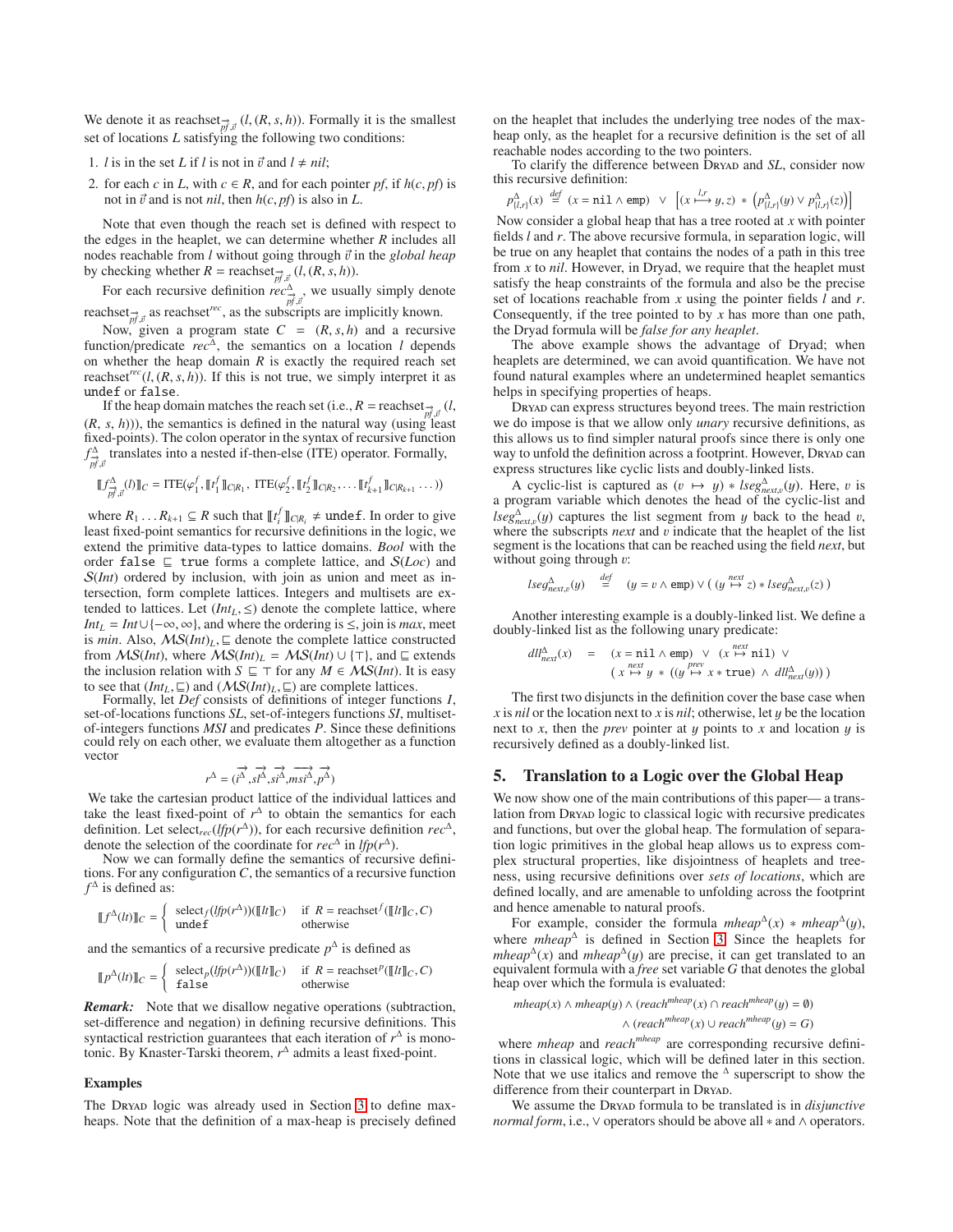We denote it as $\text{reachset}_{\vec{pf},\vec{v}}(l, (R, s, h))$. Formally it is the smallest set of locations $L$ satisfying the following two conditions:

1. $l$ is in the set $L$ if $l$ is not in $\vec{v}$ and $l \neq nil$;
2. for each $c$ in $L$, with $c \in R$, and for each pointer $pf$, if $h(c, pf)$ is not in $\vec{v}$ and is not $nil$, then $h(c, pf)$ is also in $L$.

Note that even though the reach set is defined with respect to the edges in the heaplet, we can determine whether $R$ includes all nodes reachable from $l$ without going through $\vec{v}$ in the *global heap* by checking whether $R = \text{reachset}_{\vec{pf},\vec{v}}(l, (R, s, h))$.

For each recursive definition $rec^{\Delta}_{\vec{pf},\vec{v}}$, we usually simply denote $\text{reachset}_{\vec{pf},\vec{v}}$ as $\text{reachset}^{rec}$, as the subscripts are implicitly known.

Now, given a program state $C = (R, s, h)$ and a recursive function/predicate $rec^{\Delta}$, the semantics on a location $l$ depends on whether the heap domain $R$ is exactly the required reach set $\text{reachset}^{rec}(l, (R, s, h))$. If this is not true, we simply interpret it as `undef` or `false`.

If the heap domain matches the reach set (i.e., $R = \text{reachset}_{\vec{pf},\vec{v}}(l, (R, s, h))$), the semantics is defined in the natural way (using least fixed-points). The colon operator in the syntax of recursive function $f^{\Delta}_{\vec{pf},\vec{v}}$ translates into a nested if-then-else (ITE) operator. Formally,

$$[\![ f^{\Delta}_{\vec{pf},\vec{v}}(l) ]\!]_C = \text{ITE}(\varphi^f_1, [\![ t^f_1 ]\!]_{C|R_1}, \text{ITE}(\varphi^f_2, [\![ t^f_2 ]\!]_{C|R_2}, \ldots [\![ t^f_{k+1} ]\!]_{C|R_{k+1}} \ldots))$$

where $R_1 \ldots R_{k+1} \subseteq R$ such that $[\![ t^f_i ]\!]_{C|R_i} \neq \texttt{undef}$. In order to give least fixed-point semantics for recursive definitions in the logic, we extend the primitive data-types to lattice domains. *Bool* with the order $\texttt{false} \sqsubseteq \texttt{true}$ forms a complete lattice, and $\mathcal{S}(Loc)$ and $\mathcal{S}(Int)$ ordered by inclusion, with join as union and meet as intersection, form complete lattices. Integers and multisets are extended to lattices. Let $(Int_L, \leq)$ denote the complete lattice, where $Int_L = Int \cup \{-\infty, \infty\}$, and where the ordering is $\leq$, join is *max*, meet is *min*. Also, $\mathcal{MS}(Int)_L, \sqsubseteq$ denote the complete lattice constructed from $\mathcal{MS}(Int)$, where $\mathcal{MS}(Int)_L = \mathcal{MS}(Int) \cup \{\top\}$, and $\sqsubseteq$ extends the inclusion relation with $S \sqsubseteq \top$ for any $M \in \mathcal{MS}(Int)$. It is easy to see that $(Int_L, \sqsubseteq)$ and $(\mathcal{MS}(Int)_L, \sqsubseteq)$ are complete lattices.

Formally, let *Def* consists of definitions of integer functions *I*, set-of-locations functions *SL*, set-of-integers functions *SI*, multiset-of-integers functions *MSI* and predicates *P*. Since these definitions could rely on each other, we evaluate them altogether as a function vector

$$r^{\Delta} = (\vec{i^{\Delta}}, \vec{sl^{\Delta}}, \vec{si^{\Delta}}, \vec{msi^{\Delta}}, \vec{p^{\Delta}})$$

We take the cartesian product lattice of the individual lattices and take the least fixed-point of $r^{\Delta}$ to obtain the semantics for each definition. Let $\text{select}_{rec}(lfp(r^{\Delta}))$, for each recursive definition $rec^{\Delta}$, denote the selection of the coordinate for $rec^{\Delta}$ in $lfp(r^{\Delta})$.

Now we can formally define the semantics of recursive definitions. For any configuration $C$, the semantics of a recursive function $f^{\Delta}$ is defined as:

$$[\![ f^{\Delta}(lt) ]\!]_C = \begin{cases} \text{select}_f(lfp(r^{\Delta}))([\![ lt ]\!]_C) & \text{if } R = \text{reachset}^f([\![ lt ]\!]_C, C) \\ \texttt{undef} & \text{otherwise} \end{cases}$$

and the semantics of a recursive predicate $p^{\Delta}$ is defined as

$$[\![ p^{\Delta}(lt) ]\!]_C = \begin{cases} \text{select}_p(lfp(r^{\Delta}))([\![ lt ]\!]_C) & \text{if } R = \text{reachset}^p([\![ lt ]\!]_C, C) \\ \texttt{false} & \text{otherwise} \end{cases}$$

***Remark:*** Note that we disallow negative operations (subtraction, set-difference and negation) in defining recursive definitions. This syntactical restriction guarantees that each iteration of $r^{\Delta}$ is monotonic. By Knaster-Tarski theorem, $r^{\Delta}$ admits a least fixed-point.

### Examples

The Dryad logic was already used in Section 3 to define max-heaps. Note that the definition of a max-heap is precisely defined on the heaplet that includes the underlying tree nodes of the max-heap only, as the heaplet for a recursive definition is the set of all reachable nodes according to the two pointers.

To clarify the difference between Dryad and *SL*, consider now this recursive definition:

$$p^{\Delta}_{\{l,r\}}(x) \stackrel{def}{=} (x = \texttt{nil} \land \texttt{emp}) \lor \left[ (x \overset{l,r}{\longmapsto} y, z) * \left( p^{\Delta}_{\{l,r\}}(y) \lor p^{\Delta}_{\{l,r\}}(z) \right) \right]$$

Now consider a global heap that has a tree rooted at $x$ with pointer fields $l$ and $r$. The above recursive formula, in separation logic, will be true on any heaplet that contains the nodes of a path in this tree from $x$ to *nil*. However, in Dryad, we require that the heaplet must satisfy the heap constraints of the formula and also be the precise set of locations reachable from $x$ using the pointer fields $l$ and $r$. Consequently, if the tree pointed to by $x$ has more than one path, the Dryad formula will be *false for any heaplet*.

The above example shows the advantage of Dryad; when heaplets are determined, we can avoid quantification. We have not found natural examples where an undetermined heaplet semantics helps in specifying properties of heaps.

Dryad can express structures beyond trees. The main restriction we do impose is that we allow only *unary* recursive definitions, as this allows us to find simpler natural proofs since there is only one way to unfold the definition across a footprint. However, Dryad can express structures like cyclic lists and doubly-linked lists.

A cyclic-list is captured as $(v \mapsto y) * lseg^{\Delta}_{next,v}(y)$. Here, $v$ is a program variable which denotes the head of the cyclic-list and $lseg^{\Delta}_{next,v}(y)$ captures the list segment from $y$ back to the head $v$, where the subscripts *next* and $v$ indicate that the heaplet of the list segment is the locations that can be reached using the field *next*, but without going through $v$:

$$lseg^{\Delta}_{next,v}(y) \stackrel{def}{=} (y = v \land \texttt{emp}) \lor ((y \overset{next}{\mapsto} z) * lseg^{\Delta}_{next,v}(z))$$

Another interesting example is a doubly-linked list. We define a doubly-linked list as the following unary predicate:

$$\begin{aligned} dll^{\Delta}_{next}(x) \quad = \quad & (x = \texttt{nil} \land \texttt{emp}) \lor (x \overset{next}{\mapsto} \texttt{nil}) \lor \\ & (x \overset{next}{\mapsto} y * ((y \overset{prev}{\mapsto} x * \texttt{true}) \land dll^{\Delta}_{next}(y))) \end{aligned}$$

The first two disjuncts in the definition cover the base case when $x$ is *nil* or the location next to $x$ is *nil*; otherwise, let $y$ be the location next to $x$, then the *prev* pointer at $y$ points to $x$ and location $y$ is recursively defined as a doubly-linked list.

## 5. Translation to a Logic over the Global Heap

We now show one of the main contributions of this paper— a translation from Dryad logic to classical logic with recursive predicates and functions, but over the global heap. The formulation of separation logic primitives in the global heap allows us to express complex structural properties, like disjointness of heaplets and treeness, using recursive definitions over *sets of locations*, which are defined locally, and are amenable to unfolding across the footprint and hence amenable to natural proofs.

For example, consider the formula $mheap^{\Delta}(x) * mheap^{\Delta}(y)$, where $mheap^{\Delta}$ is defined in Section 3. Since the heaplets for $mheap^{\Delta}(x)$ and $mheap^{\Delta}(y)$ are precise, it can get translated to an equivalent formula with a *free* set variable $G$ that denotes the global heap over which the formula is evaluated:

$$\begin{aligned} mheap(x) \land mheap(y) \land (reach^{mheap}(x) \cap reach^{mheap}(y) = \emptyset) \\ \land (reach^{mheap}(x) \cup reach^{mheap}(y) = G) \end{aligned}$$

where *mheap* and $reach^{mheap}$ are corresponding recursive definitions in classical logic, which will be defined later in this section. Note that we use italics and remove the $^{\Delta}$ superscript to show the difference from their counterpart in Dryad.

We assume the Dryad formula to be translated is in *disjunctive normal form*, i.e., $\lor$ operators should be above all $*$ and $\land$ operators.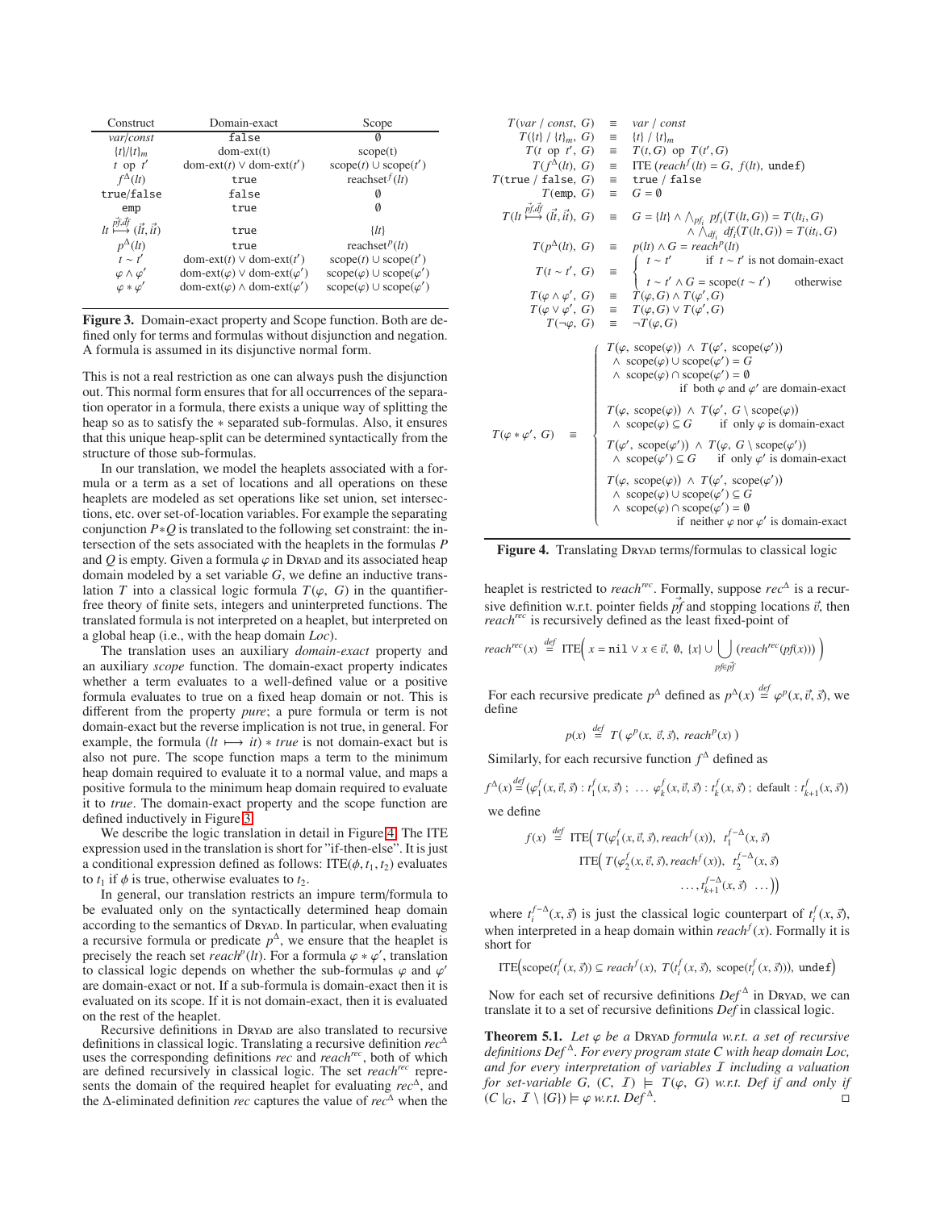| Construct | Domain-exact | Scope |
| --- | --- | --- |
| *var*/*const* | false | $\emptyset$ |
| $\{t\}/\{t\}_m$ | dom-ext(t) | scope(t) |
| $t$ op $t'$ | dom-ext($t$) $\vee$ dom-ext($t'$) | scope($t$) $\cup$ scope($t'$) |
| $f^{\Delta}(lt)$ | true | reachset$^f(lt)$ |
| true/false | false | $\emptyset$ |
| emp | true | $\emptyset$ |
| $lt \overset{\vec{pf},\vec{df}}{\longmapsto} (\vec{lt}, \vec{it})$ | true | $\{lt\}$ |
| $p^{\Delta}(lt)$ | true | reachset$^p(lt)$ |
| $t \sim t'$ | dom-ext($t$) $\vee$ dom-ext($t'$) | scope($t$) $\cup$ scope($t'$) |
| $\varphi \wedge \varphi'$ | dom-ext($\varphi$) $\vee$ dom-ext($\varphi'$) | scope($\varphi$) $\cup$ scope($\varphi'$) |
| $\varphi * \varphi'$ | dom-ext($\varphi$) $\wedge$ dom-ext($\varphi'$) | scope($\varphi$) $\cup$ scope($\varphi'$) |

**Figure 3.** Domain-exact property and Scope function. Both are defined only for terms and formulas without disjunction and negation. A formula is assumed in its disjunctive normal form.

This is not a real restriction as one can always push the disjunction out. This normal form ensures that for all occurrences of the separation operator in a formula, there exists a unique way of splitting the heap so as to satisfy the $*$ separated sub-formulas. Also, it ensures that this unique heap-split can be determined syntactically from the structure of those sub-formulas.

In our translation, we model the heaplets associated with a formula or a term as a set of locations and all operations on these heaplets are modeled as set operations like set union, set intersections, etc. over set-of-location variables. For example the separating conjunction $P*Q$ is translated to the following set constraint: the intersection of the sets associated with the heaplets in the formulas $P$ and $Q$ is empty. Given a formula $\varphi$ in Dryad and its associated heap domain modeled by a set variable $G$, we define an inductive translation $T$ into a classical logic formula $T(\varphi,\ G)$ in the quantifier-free theory of finite sets, integers and uninterpreted functions. The translated formula is not interpreted on a heaplet, but interpreted on a global heap (i.e., with the heap domain *Loc*).

The translation uses an auxiliary *domain-exact* property and an auxiliary *scope* function. The domain-exact property indicates whether a term evaluates to a well-defined value or a positive formula evaluates to true on a fixed heap domain or not. This is different from the property *pure*; a pure formula or term is not domain-exact but the reverse implication is not true, in general. For example, the formula $(lt \longmapsto it) * true$ is not domain-exact but is also not pure. The scope function maps a term to the minimum heap domain required to evaluate it to a normal value, and maps a positive formula to the minimum heap domain required to evaluate it to *true*. The domain-exact property and the scope function are defined inductively in Figure 3.

We describe the logic translation in detail in Figure 4. The ITE expression used in the translation is short for "if-then-else". It is just a conditional expression defined as follows: ITE($\phi, t_1, t_2$) evaluates to $t_1$ if $\phi$ is true, otherwise evaluates to $t_2$.

In general, our translation restricts an impure term/formula to be evaluated only on the syntactically determined heap domain according to the semantics of Dryad. In particular, when evaluating a recursive formula or predicate $p^{\Delta}$, we ensure that the heaplet is precisely the reach set $reach^p(lt)$. For a formula $\varphi * \varphi'$, translation to classical logic depends on whether the sub-formulas $\varphi$ and $\varphi'$ are domain-exact or not. If a sub-formula is domain-exact then it is evaluated on its scope. If it is not domain-exact, then it is evaluated on the rest of the heaplet.

Recursive definitions in Dryad are also translated to recursive definitions in classical logic. Translating a recursive definition $rec^{\Delta}$ uses the corresponding definitions *rec* and $reach^{rec}$, both of which are defined recursively in classical logic. The set $reach^{rec}$ represents the domain of the required heaplet for evaluating $rec^{\Delta}$, and the $\Delta$-eliminated definition *rec* captures the value of $rec^{\Delta}$ when the

$$
\begin{array}{rcl}
T(var\ /\ const,\ G) & \equiv & var\ /\ const \\
T(\{t\}\ /\ \{t\}_m,\ G) & \equiv & \{t\}\ /\ \{t\}_m \\
T(t \text{ op } t',\ G) & \equiv & T(t,G) \text{ op } T(t',G) \\
T(f^{\Delta}(lt),\ G) & \equiv & \text{ITE}\,(reach^f(lt) = G,\ f(lt),\ \texttt{undef}) \\
T(\texttt{true}\ /\ \texttt{false},\ G) & \equiv & \texttt{true}\ /\ \texttt{false} \\
T(\texttt{emp},\ G) & \equiv & G = \emptyset \\
T(lt \overset{\vec{pf},\vec{df}}{\longmapsto} (\vec{lt}, \vec{it}),\ G) & \equiv & G = \{lt\} \wedge \bigwedge_{pf_i} pf_i\big(T(lt,G)\big) = T(lt_i, G) \\
 & & \quad \wedge \bigwedge_{df_i} df_i(T(lt,G)) = T(it_i, G) \\
T(p^{\Delta}(lt),\ G) & \equiv & p(lt) \wedge G = reach^p(lt) \\
T(t \sim t',\ G) & \equiv & \begin{cases} t \sim t' & \text{if } t \sim t' \text{ is not domain-exact} \\ t \sim t' \wedge G = \text{scope}(t \sim t') & \text{otherwise} \end{cases} \\
T(\varphi \wedge \varphi',\ G) & \equiv & T(\varphi, G) \wedge T(\varphi', G) \\
T(\varphi \vee \varphi',\ G) & \equiv & T(\varphi, G) \vee T(\varphi', G) \\
T(\neg\varphi,\ G) & \equiv & \neg T(\varphi, G)
\end{array}
$$

$$
T(\varphi * \varphi',\ G) \quad \equiv \quad \begin{cases}
T(\varphi,\ \text{scope}(\varphi)) \wedge T(\varphi',\ \text{scope}(\varphi')) \\
\quad \wedge\ \text{scope}(\varphi) \cup \text{scope}(\varphi') = G \\
\quad \wedge\ \text{scope}(\varphi) \cap \text{scope}(\varphi') = \emptyset \\
\qquad\qquad \text{if both } \varphi \text{ and } \varphi' \text{ are domain-exact} \\[4pt]
T(\varphi,\ \text{scope}(\varphi)) \wedge T(\varphi',\ G \setminus \text{scope}(\varphi)) \\
\quad \wedge\ \text{scope}(\varphi) \subseteq G \qquad \text{if only } \varphi \text{ is domain-exact} \\[4pt]
T(\varphi',\ \text{scope}(\varphi')) \wedge T(\varphi,\ G \setminus \text{scope}(\varphi')) \\
\quad \wedge\ \text{scope}(\varphi') \subseteq G \qquad \text{if only } \varphi' \text{ is domain-exact} \\[4pt]
T(\varphi,\ \text{scope}(\varphi)) \wedge T(\varphi',\ \text{scope}(\varphi')) \\
\quad \wedge\ \text{scope}(\varphi) \cup \text{scope}(\varphi') \subseteq G \\
\quad \wedge\ \text{scope}(\varphi) \cap \text{scope}(\varphi') = \emptyset \\
\qquad\qquad \text{if neither } \varphi \text{ nor } \varphi' \text{ is domain-exact}
\end{cases}
$$

**Figure 4.** Translating Dryad terms/formulas to classical logic

heaplet is restricted to $reach^{rec}$. Formally, suppose $rec^{\Delta}$ is a recursive definition w.r.t. pointer fields $\vec{pf}$ and stopping locations $\vec{v}$, then $reach^{rec}$ is recursively defined as the least fixed-point of

$$
reach^{rec}(x) \overset{def}{=} \text{ITE}\Big(\ x = \texttt{nil} \vee x \in \vec{v},\ \emptyset,\ \{x\} \cup \bigcup_{pf \in \vec{pf}} (reach^{rec}(pf(x)))\ \Big)
$$

For each recursive predicate $p^{\Delta}$ defined as $p^{\Delta}(x) \overset{def}{=} \varphi^p(x, \vec{v}, \vec{s})$, we define

$$
p(x) \overset{def}{=} T(\ \varphi^p(x,\ \vec{v}, \vec{s}),\ reach^p(x)\ )
$$

Similarly, for each recursive function $f^{\Delta}$ defined as

$$
f^{\Delta}(x) \overset{def}{=} (\varphi_1^f(x, \vec{v}, \vec{s}) : t_1^f(x, \vec{s})\ ;\ \ldots\ \varphi_k^f(x, \vec{v}, \vec{s}) : t_k^f(x, \vec{s})\ ;\ \text{default} : t_{k+1}^f(x, \vec{s}))
$$

we define

$$
\begin{aligned}
f(x) \overset{def}{=} \ & \text{ITE}\Big(\ T(\varphi_1^f(x, \vec{v}, \vec{s}), reach^f(x)),\ \ t_1^{f-\Delta}(x, \vec{s}) \\
& \quad \text{ITE}\Big(\ T(\varphi_2^f(x, \vec{v}, \vec{s}), reach^f(x)),\ \ t_2^{f-\Delta}(x, \vec{s}) \\
& \qquad\qquad \ldots, t_{k+1}^{f-\Delta}(x, \vec{s})\ \ \ldots\Big)\Big)
\end{aligned}
$$

where $t_i^{f-\Delta}(x, \vec{s})$ is just the classical logic counterpart of $t_i^f(x, \vec{s})$, when interpreted in a heap domain within $reach^f(x)$. Formally it is short for

$$
\text{ITE}\big(\text{scope}(t_i^f(x, \vec{s})) \subseteq reach^f(x),\ T(t_i^f(x, \vec{s}),\ \text{scope}(t_i^f(x, \vec{s}))),\ \texttt{undef}\big)
$$

Now for each set of recursive definitions $Def^{\Delta}$ in Dryad, we can translate it to a set of recursive definitions *Def* in classical logic.

**Theorem 5.1.** *Let $\varphi$ be a* Dryad *formula w.r.t. a set of recursive definitions $Def^{\Delta}$. For every program state $C$ with heap domain Loc, and for every interpretation of variables $\mathcal{I}$ including a valuation for set-variable $G$, $(C,\ \mathcal{I}) \models T(\varphi,\ G)$ w.r.t. Def if and only if $(C\,|_G,\ \mathcal{I} \setminus \{G\}) \models \varphi$ w.r.t. $Def^{\Delta}$.* $\square$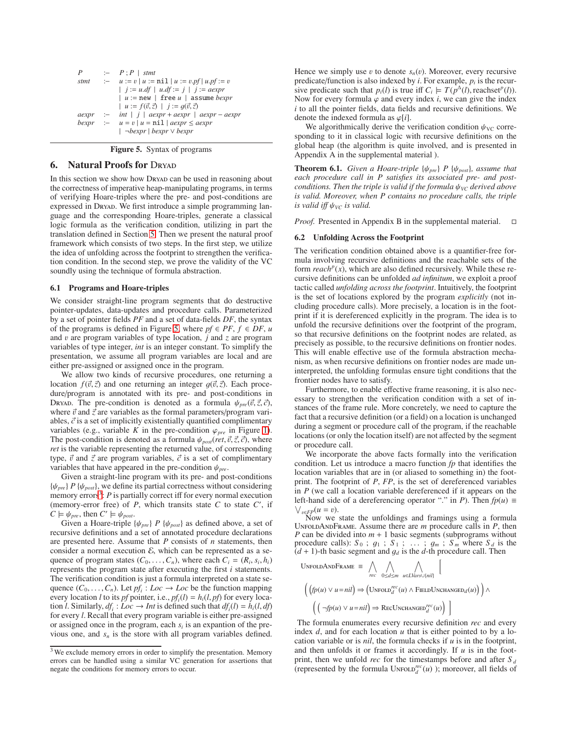$$
\begin{array}{lcl}
P & :- & P\,;P \mid stmt \\
stmt & :- & u := v \mid u := \texttt{nil} \mid u := v.pf \mid u.pf := v \\
& & \mid\; j := u.df \mid u.df := j \mid j := aexpr \\
& & \mid\; u := \texttt{new} \mid \texttt{free}\ u \mid \texttt{assume}\ bexpr \\
& & \mid\; u := f(\vec{v}, \vec{z}) \mid j := g(\vec{v}, \vec{z}) \\
aexpr & :- & int \mid j \mid aexpr + aexpr \mid aexpr - aexpr \\
bexpr & :- & u = v \mid u = \texttt{nil} \mid aexpr \le aexpr \\
& & \mid\; \neg bexpr \mid bexpr \vee bexpr
\end{array}
$$

**Figure 5.** Syntax of programs

## 6. Natural Proofs for Dryad

In this section we show how Dryad can be used in reasoning about the correctness of imperative heap-manipulating programs, in terms of verifying Hoare-triples where the pre- and post-conditions are expressed in Dryad. We first introduce a simple programming language and the corresponding Hoare-triples, generate a classical logic formula as the verification condition, utilizing in part the translation defined in Section 5. Then we present the natural proof framework which consists of two steps. In the first step, we utilize the idea of unfolding across the footprint to strengthen the verification condition. In the second step, we prove the validity of the VC soundly using the technique of formula abstraction.

### 6.1 Programs and Hoare-triples

We consider straight-line program segments that do destructive pointer-updates, data-updates and procedure calls. Parameterized by a set of pointer fields $PF$ and a set of data-fields $DF$, the syntax of the programs is defined in Figure 5, where $pf \in PF$, $f \in DF$, $u$ and $v$ are program variables of type location, $j$ and $z$ are program variables of type integer, *int* is an integer constant. To simplify the presentation, we assume all program variables are local and are either pre-assigned or assigned once in the program.

We allow two kinds of recursive procedures, one returning a location $f(\vec{v}, \vec{z})$ and one returning an integer $g(\vec{v}, \vec{z})$. Each procedure/program is annotated with its pre- and post-conditions in Dryad. The pre-condition is denoted as a formula $\psi_{pre}(\vec{v}, \vec{z}, \vec{c})$, where $\vec{v}$ and $\vec{z}$ are variables as the formal parameters/program variables, $\vec{c}$ is a set of implicitly existentially quantified complimentary variables (e.g., variable $K$ in the pre-condition $\varphi_{pre}$ in Figure 1). The post-condition is denoted as a formula $\psi_{post}(ret, \vec{v}, \vec{z}, \vec{c})$, where *ret* is the variable representing the returned value, of corresponding type, $\vec{v}$ and $\vec{z}$ are program variables, $\vec{c}$ is a set of complimentary variables that have appeared in the pre-condition $\psi_{pre}$.

Given a straight-line program with its pre- and post-conditions $\{\psi_{pre}\}\ P\ \{\psi_{post}\}$, we define its partial correctness without considering memory errors[3]: $P$ is partially correct iff for every normal execution (memory-error free) of $P$, which transits state $C$ to state $C'$, if $C \models \psi_{pre}$, then $C' \models \psi_{post}$.

Given a Hoare-triple $\{\psi_{pre}\}\ P\ \{\psi_{post}\}$ as defined above, a set of recursive definitions and a set of annotated procedure declarations are presented here. Assume that $P$ consists of $n$ statements, then consider a normal execution $\mathcal{E}$, which can be represented as a sequence of program states $(C_0, \ldots, C_n)$, where each $C_i = (R_i, s_i, h_i)$ represents the program state after executing the first $i$ statements. The verification condition is just a formula interpreted on a state sequence $(C_0, \ldots, C_n)$. Let $pf_i : Loc \to Loc$ be the function mapping every location $l$ to its $pf$ pointer, i.e., $pf_i(l) = h_i(l, pf)$ for every location $l$. Similarly, $df_i : Loc \to Int$ is defined such that $df_i(l) = h_i(l, df)$ for every $l$. Recall that every program variable is either pre-assigned or assigned once in the program, each $s_i$ is an expantion of the previous one, and $s_n$ is the store with all program variables defined. Hence we simply use $v$ to denote $s_n(v)$. Moreover, every recursive predicate/function is also indexed by $i$. For example, $p_i$ is the recursive predicate such that $p_i(l)$ is true iff $C_i \models T(p^{\Delta}(l), \text{reachset}^p(l))$. Now for every formula $\varphi$ and every index $i$, we can give the index $i$ to all the pointer fields, data fields and recursive definitions. We denote the indexed formula as $\varphi[i]$.

[3] We exclude memory errors in order to simplify the presentation. Memory errors can be handled using a similar VC generation for assertions that negate the conditions for memory errors to occur.

We algorithmically derive the verification condition $\psi_{\text{VC}}$ corresponding to it in classical logic with recursive definitions on the global heap (the algorithm is quite involved, and is presented in Appendix A in the supplemental material ).

**Theorem 6.1.** *Given a Hoare-triple $\{\psi_{pre}\}\ P\ \{\psi_{post}\}$, assume that each procedure call in $P$ satisfies its associated pre- and post-conditions. Then the triple is valid if the formula $\psi_{VC}$ derived above is valid. Moreover, when $P$ contains no procedure calls, the triple is valid iff $\psi_{VC}$ is valid.*

*Proof.* Presented in Appendix B in the supplemental material. □

### 6.2 Unfolding Across the Footprint

The verification condition obtained above is a quantifier-free formula involving recursive definitions and the reachable sets of the form $reach^p(x)$, which are also defined recursively. While these recursive definitions can be unfolded *ad infinitum*, we exploit a proof tactic called *unfolding across the footprint*. Intuitively, the footprint is the set of locations explored by the program *explicitly* (not including procedure calls). More precisely, a location is in the footprint if it is dereferenced explicitly in the program. The idea is to unfold the recursive definitions over the footprint of the program, so that recursive definitions on the footprint nodes are related, as precisely as possible, to the recursive definitions on frontier nodes. This will enable effective use of the formula abstraction mechanism, as when recursive definitions on frontier nodes are made uninterpreted, the unfolding formulas ensure tight conditions that the frontier nodes have to satisfy.

Furthermore, to enable effective frame reasoning, it is also necessary to strengthen the verification condition with a set of instances of the frame rule. More concretely, we need to capture the fact that a recursive definition (or a field) on a location is unchanged during a segment or procedure call of the program, if the reachable locations (or only the location itself) are not affected by the segment or procedure call.

We incorporate the above facts formally into the verification condition. Let us introduce a macro function $fp$ that identifies the location variables that are in (or aliased to something in) the footprint. The footprint of $P$, $FP$, is the set of dereferenced variables in $P$ (we call a location variable dereferenced if it appears on the left-hand side of a dereferencing operator "." in $P$). Then $fp(u) \equiv \bigvee_{v \in FP}(u = v)$.

Now we state the unfoldings and framings using a formula UnfoldAndFrame. Assume there are $m$ procedure calls in $P$, then $P$ can be divided into $m + 1$ basic segments (subprograms without procedure calls): $S_0\ ;\ g_1\ ;\ S_1\ ;\ \ldots\ ;\ g_m\ ;\ S_m$ where $S_d$ is the $(d+1)$-th basic segment and $g_d$ is the $d$-th procedure call. Then

$$
\textsc{UnfoldAndFrame} \equiv \bigwedge_{rec}\ \bigwedge_{0 \le d \le m}\ \bigwedge_{u \in LVars \cup \{nil\}} \Big[
$$
$$
\Big( \big(fp(u) \vee u = nil\big) \Rightarrow \big(\textsc{Unfold}_d^{rec}(u) \wedge \textsc{FieldUnchanged}_d(u)\big) \Big) \wedge
$$
$$
\Big( \big(\neg fp(u) \vee u = nil\big) \Rightarrow \textsc{RecUnchanged}_d^{rec}(u) \Big) \Big]
$$

The formula enumerates every recursive definition *rec* and every index $d$, and for each location $u$ that is either pointed to by a location variable or is *nil*, the formula checks if $u$ is in the footprint, and then unfolds it or frames it accordingly. If $u$ is in the footprint, then we unfold *rec* for the timestamps before and after $S_d$ (represented by the formula $\textsc{Unfold}_d^{rec}(u)$ ); moreover, all fields of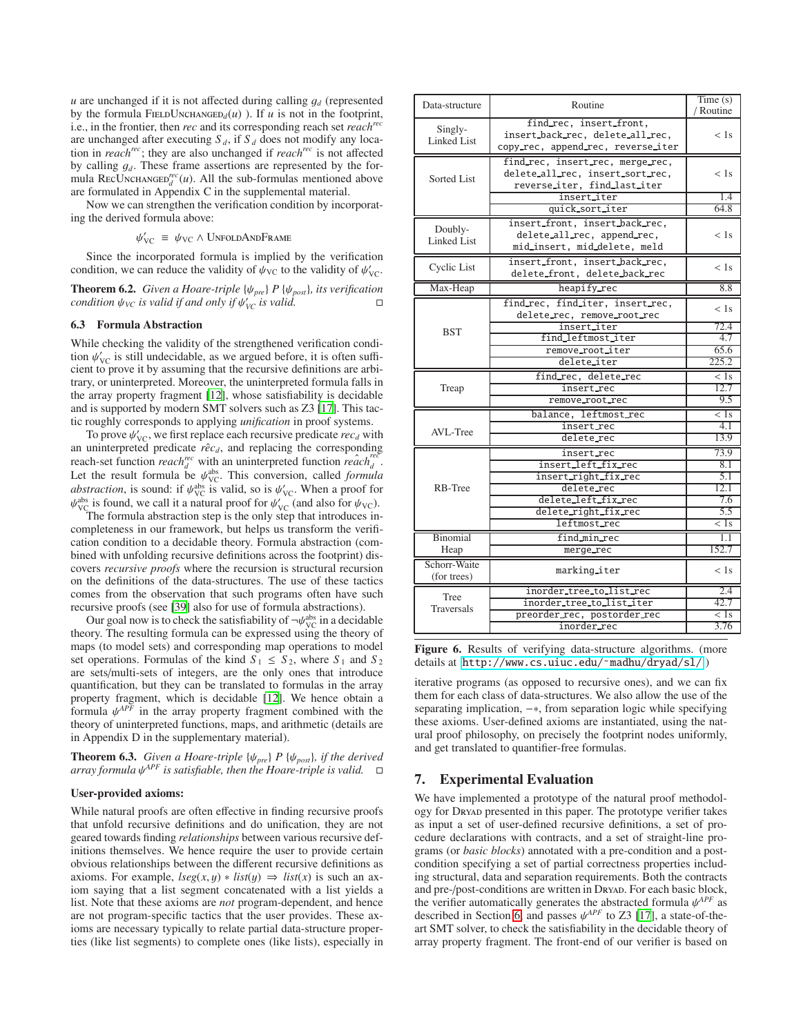$u$ are unchanged if it is not affected during calling $g_d$ (represented by the formula FieldUnchanged$_d(u)$ ). If $u$ is not in the footprint, i.e., in the frontier, then *rec* and its corresponding reach set $reach^{rec}$ are unchanged after executing $S_d$, if $S_d$ does not modify any location in $reach^{rec}$; they are also unchanged if $reach^{rec}$ is not affected by calling $g_d$. These frame assertions are represented by the formula RecUnchanged$_d^{rec}(u)$. All the sub-formulas mentioned above are formulated in Appendix C in the supplemental material.

Now we can strengthen the verification condition by incorporating the derived formula above:

$$\psi'_{\mathrm{VC}} \equiv \psi_{\mathrm{VC}} \wedge \textsc{UnfoldAndFrame}$$

Since the incorporated formula is implied by the verification condition, we can reduce the validity of $\psi_{\mathrm{VC}}$ to the validity of $\psi'_{\mathrm{VC}}$.

**Theorem 6.2.** *Given a Hoare-triple* $\{\psi_{pre}\}\ P\ \{\psi_{post}\}$*, its verification condition* $\psi_{VC}$ *is valid if and only if* $\psi'_{VC}$ *is valid.* ◻

### 6.3 Formula Abstraction

While checking the validity of the strengthened verification condition $\psi'_{\mathrm{VC}}$ is still undecidable, as we argued before, it is often sufficient to prove it by assuming that the recursive definitions are arbitrary, or uninterpreted. Moreover, the uninterpreted formula falls in the array property fragment [12], whose satisfiability is decidable and is supported by modern SMT solvers such as Z3 [17]. This tactic roughly corresponds to applying *unification* in proof systems.

To prove $\psi'_{\mathrm{VC}}$, we first replace each recursive predicate $rec_d$ with an uninterpreted predicate $\hat{rec}_d$, and replacing the corresponding reach-set function $reach_d^{rec}$ with an uninterpreted function $\hat{reach}_d^{rec}$. Let the result formula be $\psi_{\mathrm{VC}}^{\mathrm{abs}}$. This conversion, called *formula abstraction*, is sound: if $\psi_{\mathrm{VC}}^{\mathrm{abs}}$ is valid, so is $\psi'_{\mathrm{VC}}$. When a proof for $\psi_{\mathrm{VC}}^{\mathrm{abs}}$ is found, we call it a natural proof for $\psi'_{\mathrm{VC}}$ (and also for $\psi_{\mathrm{VC}}$).

The formula abstraction step is the only step that introduces incompleteness in our framework, but helps us transform the verification condition to a decidable theory. Formula abstraction (combined with unfolding recursive definitions across the footprint) discovers *recursive proofs* where the recursion is structural recursion on the definitions of the data-structures. The use of these tactics comes from the observation that such programs often have such recursive proofs (see [39] also for use of formula abstractions).

Our goal now is to check the satisfiability of $\neg\psi_{\mathrm{VC}}^{\mathrm{abs}}$ in a decidable theory. The resulting formula can be expressed using the theory of maps (to model sets) and corresponding map operations to model set operations. Formulas of the kind $S_1 \leq S_2$, where $S_1$ and $S_2$ are sets/multi-sets of integers, are the only ones that introduce quantification, but they can be translated to formulas in the array property fragment, which is decidable [12]. We hence obtain a formula $\psi^{APF}$ in the array property fragment combined with the theory of uninterpreted functions, maps, and arithmetic (details are in Appendix D in the supplementary material).

**Theorem 6.3.** *Given a Hoare-triple* $\{\psi_{pre}\}\ P\ \{\psi_{post}\}$*, if the derived array formula* $\psi^{APF}$ *is satisfiable, then the Hoare-triple is valid.* ◻

**User-provided axioms:**

While natural proofs are often effective in finding recursive proofs that unfold recursive definitions and do unification, they are not geared towards finding *relationships* between various recursive definitions themselves. We hence require the user to provide certain obvious relationships between the different recursive definitions as axioms. For example, $lseg(x, y) * list(y) \Rightarrow list(x)$ is such an axiom saying that a list segment concatenated with a list yields a list. Note that these axioms are *not* program-dependent, and hence are not program-specific tactics that the user provides. These axioms are necessary typically to relate partial data-structure properties (like list segments) to complete ones (like lists), especially in iterative programs (as opposed to recursive ones), and we can fix them for each class of data-structures. We also allow the use of the separating implication, $-*$, from separation logic while specifying these axioms. User-defined axioms are instantiated, using the natural proof philosophy, on precisely the footprint nodes uniformly, and get translated to quantifier-free formulas.

| Data-structure | Routine | Time (s) / Routine |
|---|---|---|
| Singly-Linked List | find_rec, insert_front, insert_back_rec, delete_all_rec, copy_rec, append_rec, reverse_iter | < 1s |
| Sorted List | find_rec, insert_rec, merge_rec, delete_all_rec, insert_sort_rec, reverse_iter, find_last_iter | < 1s |
| | insert_iter | 1.4 |
| | quick_sort_iter | 64.8 |
| Doubly-Linked List | insert_front, insert_back_rec, delete_all_rec, append_rec, mid_insert, mid_delete, meld | < 1s |
| Cyclic List | insert_front, insert_back_rec, delete_front, delete_back_rec | < 1s |
| Max-Heap | heapify_rec | 8.8 |
| BST | find_rec, find_iter, insert_rec, delete_rec, remove_root_rec | < 1s |
| | insert_iter | 72.4 |
| | find_leftmost_iter | 4.7 |
| | remove_root_iter | 65.6 |
| | delete_iter | 225.2 |
| Treap | find_rec, delete_rec | < 1s |
| | insert_rec | 12.7 |
| | remove_root_rec | 9.5 |
| AVL-Tree | balance, leftmost_rec | < 1s |
| | insert_rec | 4.1 |
| | delete_rec | 13.9 |
| RB-Tree | insert_rec | 73.9 |
| | insert_left_fix_rec | 8.1 |
| | insert_right_fix_rec | 5.1 |
| | delete_rec | 12.1 |
| | delete_left_fix_rec | 7.6 |
| | delete_right_fix_rec | 5.5 |
| | leftmost_rec | < 1s |
| Binomial Heap | find_min_rec | 1.1 |
| | merge_rec | 152.7 |
| Schorr-Waite (for trees) | marking_iter | < 1s |
| Tree Traversals | inorder_tree_to_list_rec | 2.4 |
| | inorder_tree_to_list_iter | 42.7 |
| | preorder_rec, postorder_rec | < 1s |
| | inorder_rec | 3.76 |

**Figure 6.** Results of verifying data-structure algorithms. (more details at http://www.cs.uiuc.edu/~madhu/dryad/sl/)

## 7. Experimental Evaluation

We have implemented a prototype of the natural proof methodology for Dryad presented in this paper. The prototype verifier takes as input a set of user-defined recursive definitions, a set of procedure declarations with contracts, and a set of straight-line programs (or *basic blocks*) annotated with a pre-condition and a post-condition specifying a set of partial correctness properties including structural, data and separation requirements. Both the contracts and pre-/post-conditions are written in Dryad. For each basic block, the verifier automatically generates the abstracted formula $\psi^{APF}$ as described in Section 6 and passes $\psi^{APF}$ to Z3 [17], a state-of-the-art SMT solver, to check the satisfiability in the decidable theory of array property fragment. The front-end of our verifier is based on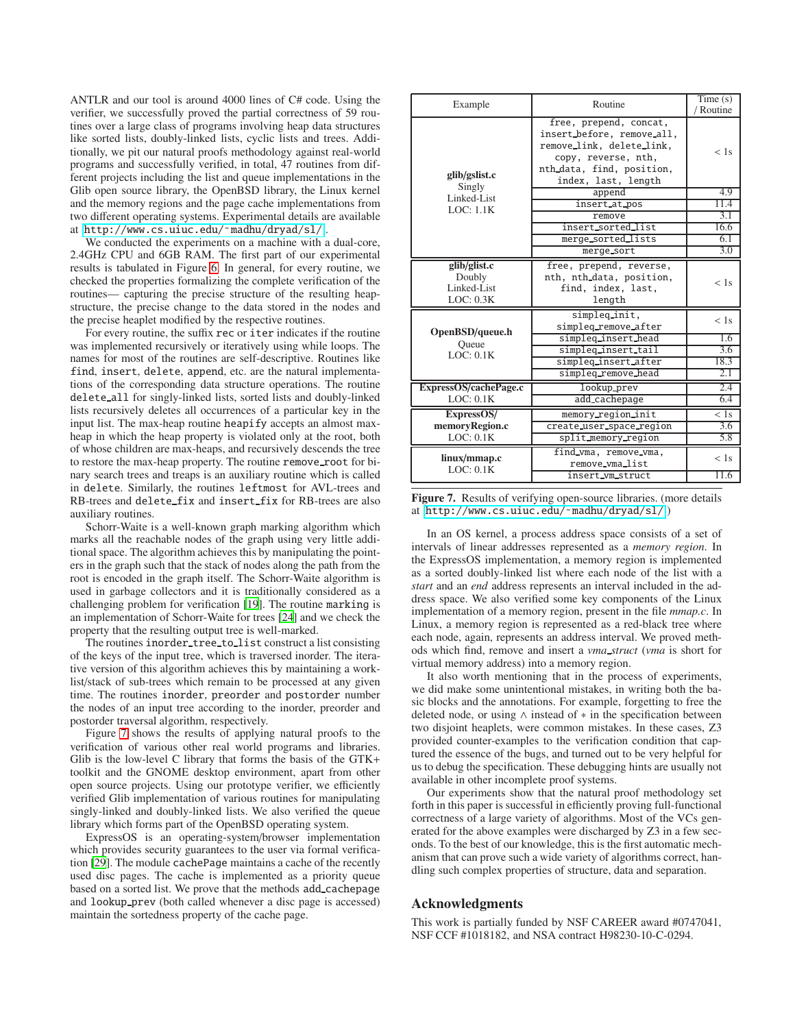ANTLR and our tool is around 4000 lines of C# code. Using the verifier, we successfully proved the partial correctness of 59 routines over a large class of programs involving heap data structures like sorted lists, doubly-linked lists, cyclic lists and trees. Additionally, we pit our natural proofs methodology against real-world programs and successfully verified, in total, 47 routines from different projects including the list and queue implementations in the Glib open source library, the OpenBSD library, the Linux kernel and the memory regions and the page cache implementations from two different operating systems. Experimental details are available at http://www.cs.uiuc.edu/~madhu/dryad/sl/.

We conducted the experiments on a machine with a dual-core, 2.4GHz CPU and 6GB RAM. The first part of our experimental results is tabulated in Figure 6. In general, for every routine, we checked the properties formalizing the complete verification of the routines— capturing the precise structure of the resulting heap-structure, the precise change to the data stored in the nodes and the precise heaplet modified by the respective routines.

For every routine, the suffix `rec` or `iter` indicates if the routine was implemented recursively or iteratively using while loops. The names for most of the routines are self-descriptive. Routines like `find`, `insert`, `delete`, `append`, etc. are the natural implementations of the corresponding data structure operations. The routine `delete_all` for singly-linked lists, sorted lists and doubly-linked lists recursively deletes all occurrences of a particular key in the input list. The max-heap routine `heapify` accepts an almost max-heap in which the heap property is violated only at the root, both of whose children are max-heaps, and recursively descends the tree to restore the max-heap property. The routine `remove_root` for binary search trees and treaps is an auxiliary routine which is called in `delete`. Similarly, the routines `leftmost` for AVL-trees and RB-trees and `delete_fix` and `insert_fix` for RB-trees are also auxiliary routines.

Schorr-Waite is a well-known graph marking algorithm which marks all the reachable nodes of the graph using very little additional space. The algorithm achieves this by manipulating the pointers in the graph such that the stack of nodes along the path from the root is encoded in the graph itself. The Schorr-Waite algorithm is used in garbage collectors and it is traditionally considered as a challenging problem for verification [19]. The routine `marking` is an implementation of Schorr-Waite for trees [24] and we check the property that the resulting output tree is well-marked.

The routines `inorder_tree_to_list` construct a list consisting of the keys of the input tree, which is traversed inorder. The iterative version of this algorithm achieves this by maintaining a worklist/stack of sub-trees which remain to be processed at any given time. The routines `inorder`, `preorder` and `postorder` number the nodes of an input tree according to the inorder, preorder and postorder traversal algorithm, respectively.

Figure 7 shows the results of applying natural proofs to the verification of various other real world programs and libraries. Glib is the low-level C library that forms the basis of the GTK+ toolkit and the GNOME desktop environment, apart from other open source projects. Using our prototype verifier, we efficiently verified Glib implementation of various routines for manipulating singly-linked and doubly-linked lists. We also verified the queue library which forms part of the OpenBSD operating system.

ExpressOS is an operating-system/browser implementation which provides security guarantees to the user via formal verification [29]. The module `cachePage` maintains a cache of the recently used disc pages. The cache is implemented as a priority queue based on a sorted list. We prove that the methods `add_cachepage` and `lookup_prev` (both called whenever a disc page is accessed) maintain the sortedness property of the cache page.

| Example | Routine | Time (s) / Routine |
|---|---|---|
| **glib/gslist.c** Singly Linked-List LOC: 1.1K | `free, prepend, concat, insert_before, remove_all, remove_link, delete_link, copy, reverse, nth, nth_data, find, position, index, last, length` | < 1s |
| | `append` | 4.9 |
| | `insert_at_pos` | 11.4 |
| | `remove` | 3.1 |
| | `insert_sorted_list` | 16.6 |
| | `merge_sorted_lists` | 6.1 |
| | `merge_sort` | 3.0 |
| **glib/glist.c** Doubly Linked-List LOC: 0.3K | `free, prepend, reverse, nth, nth_data, position, find, index, last, length` | < 1s |
| **OpenBSD/queue.h** Queue LOC: 0.1K | `simpleq_init, simpleq_remove_after` | < 1s |
| | `simpleq_insert_head` | 1.6 |
| | `simpleq_insert_tail` | 3.6 |
| | `simpleq_insert_after` | 18.3 |
| | `simpleq_remove_head` | 2.1 |
| **ExpressOS/cachePage.c** LOC: 0.1K | `lookup_prev` | 2.4 |
| | `add_cachepage` | 6.4 |
| **ExpressOS/ memoryRegion.c** LOC: 0.1K | `memory_region_init` | < 1s |
| | `create_user_space_region` | 3.6 |
| | `split_memory_region` | 5.8 |
| **linux/mmap.c** LOC: 0.1K | `find_vma, remove_vma, remove_vma_list` | < 1s |
| | `insert_vm_struct` | 11.6 |

**Figure 7.** Results of verifying open-source libraries. (more details at http://www.cs.uiuc.edu/~madhu/dryad/sl/)

In an OS kernel, a process address space consists of a set of intervals of linear addresses represented as a *memory region*. In the ExpressOS implementation, a memory region is implemented as a sorted doubly-linked list where each node of the list with a *start* and an *end* address represents an interval included in the address space. We also verified some key components of the Linux implementation of a memory region, present in the file *mmap.c*. In Linux, a memory region is represented as a red-black tree where each node, again, represents an address interval. We proved methods which find, remove and insert a *vma_struct* (*vma* is short for virtual memory address) into a memory region.

It also worth mentioning that in the process of experiments, we did make some unintentional mistakes, in writing both the basic blocks and the annotations. For example, forgetting to free the deleted node, or using $\wedge$ instead of $*$ in the specification between two disjoint heaplets, were common mistakes. In these cases, Z3 provided counter-examples to the verification condition that captured the essence of the bugs, and turned out to be very helpful for us to debug the specification. These debugging hints are usually not available in other incomplete proof systems.

Our experiments show that the natural proof methodology set forth in this paper is successful in efficiently proving full-functional correctness of a large variety of algorithms. Most of the VCs generated for the above examples were discharged by Z3 in a few seconds. To the best of our knowledge, this is the first automatic mechanism that can prove such a wide variety of algorithms correct, handling such complex properties of structure, data and separation.

## Acknowledgments

This work is partially funded by NSF CAREER award #0747041, NSF CCF #1018182, and NSA contract H98230-10-C-0294.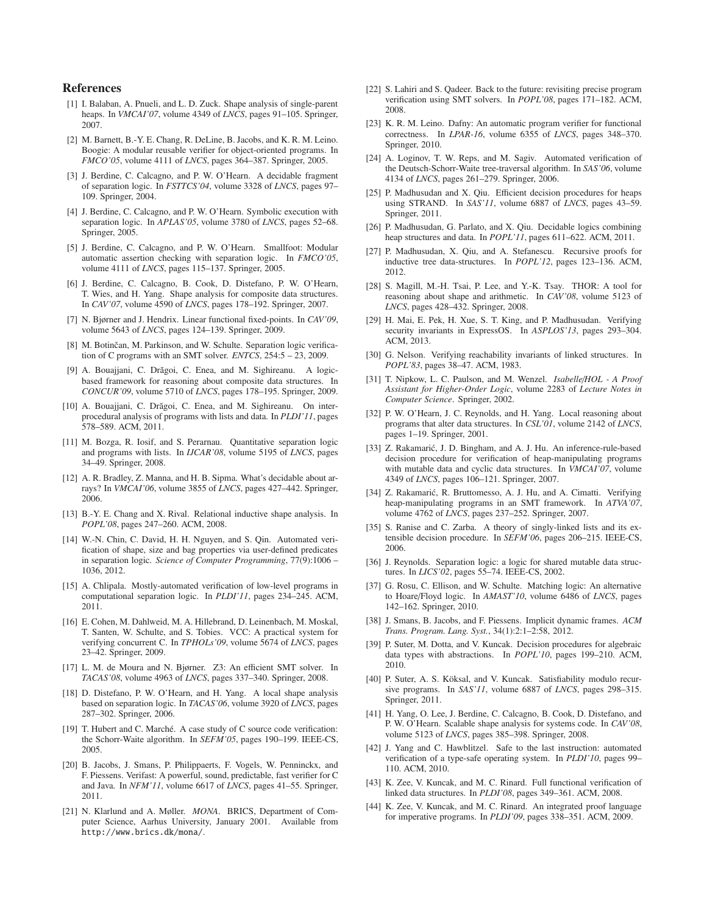## References

[1] I. Balaban, A. Pnueli, and L. D. Zuck. Shape analysis of single-parent heaps. In *VMCAI'07*, volume 4349 of *LNCS*, pages 91–105. Springer, 2007.

[2] M. Barnett, B.-Y. E. Chang, R. DeLine, B. Jacobs, and K. R. M. Leino. Boogie: A modular reusable verifier for object-oriented programs. In *FMCO'05*, volume 4111 of *LNCS*, pages 364–387. Springer, 2005.

[3] J. Berdine, C. Calcagno, and P. W. O'Hearn. A decidable fragment of separation logic. In *FSTTCS'04*, volume 3328 of *LNCS*, pages 97–109. Springer, 2004.

[4] J. Berdine, C. Calcagno, and P. W. O'Hearn. Symbolic execution with separation logic. In *APLAS'05*, volume 3780 of *LNCS*, pages 52–68. Springer, 2005.

[5] J. Berdine, C. Calcagno, and P. W. O'Hearn. Smallfoot: Modular automatic assertion checking with separation logic. In *FMCO'05*, volume 4111 of *LNCS*, pages 115–137. Springer, 2005.

[6] J. Berdine, C. Calcagno, B. Cook, D. Distefano, P. W. O'Hearn, T. Wies, and H. Yang. Shape analysis for composite data structures. In *CAV'07*, volume 4590 of *LNCS*, pages 178–192. Springer, 2007.

[7] N. Bjørner and J. Hendrix. Linear functional fixed-points. In *CAV'09*, volume 5643 of *LNCS*, pages 124–139. Springer, 2009.

[8] M. Botinčan, M. Parkinson, and W. Schulte. Separation logic verification of C programs with an SMT solver. *ENTCS*, 254:5 – 23, 2009.

[9] A. Bouajjani, C. Drăgoi, C. Enea, and M. Sighireanu. A logic-based framework for reasoning about composite data structures. In *CONCUR'09*, volume 5710 of *LNCS*, pages 178–195. Springer, 2009.

[10] A. Bouajjani, C. Drăgoi, C. Enea, and M. Sighireanu. On inter-procedural analysis of programs with lists and data. In *PLDI'11*, pages 578–589. ACM, 2011.

[11] M. Bozga, R. Iosif, and S. Perarnau. Quantitative separation logic and programs with lists. In *IJCAR'08*, volume 5195 of *LNCS*, pages 34–49. Springer, 2008.

[12] A. R. Bradley, Z. Manna, and H. B. Sipma. What's decidable about arrays? In *VMCAI'06*, volume 3855 of *LNCS*, pages 427–442. Springer, 2006.

[13] B.-Y. E. Chang and X. Rival. Relational inductive shape analysis. In *POPL'08*, pages 247–260. ACM, 2008.

[14] W.-N. Chin, C. David, H. H. Nguyen, and S. Qin. Automated verification of shape, size and bag properties via user-defined predicates in separation logic. *Science of Computer Programming*, 77(9):1006 – 1036, 2012.

[15] A. Chlipala. Mostly-automated verification of low-level programs in computational separation logic. In *PLDI'11*, pages 234–245. ACM, 2011.

[16] E. Cohen, M. Dahlweid, M. A. Hillebrand, D. Leinenbach, M. Moskal, T. Santen, W. Schulte, and S. Tobies. VCC: A practical system for verifying concurrent C. In *TPHOLs'09*, volume 5674 of *LNCS*, pages 23–42. Springer, 2009.

[17] L. M. de Moura and N. Bjørner. Z3: An efficient SMT solver. In *TACAS'08*, volume 4963 of *LNCS*, pages 337–340. Springer, 2008.

[18] D. Distefano, P. W. O'Hearn, and H. Yang. A local shape analysis based on separation logic. In *TACAS'06*, volume 3920 of *LNCS*, pages 287–302. Springer, 2006.

[19] T. Hubert and C. Marché. A case study of C source code verification: the Schorr-Waite algorithm. In *SEFM'05*, pages 190–199. IEEE-CS, 2005.

[20] B. Jacobs, J. Smans, P. Philippaerts, F. Vogels, W. Penninckx, and F. Piessens. Verifast: A powerful, sound, predictable, fast verifier for C and Java. In *NFM'11*, volume 6617 of *LNCS*, pages 41–55. Springer, 2011.

[21] N. Klarlund and A. Møller. *MONA*. BRICS, Department of Computer Science, Aarhus University, January 2001. Available from http://www.brics.dk/mona/.

[22] S. Lahiri and S. Qadeer. Back to the future: revisiting precise program verification using SMT solvers. In *POPL'08*, pages 171–182. ACM, 2008.

[23] K. R. M. Leino. Dafny: An automatic program verifier for functional correctness. In *LPAR-16*, volume 6355 of *LNCS*, pages 348–370. Springer, 2010.

[24] A. Loginov, T. W. Reps, and M. Sagiv. Automated verification of the Deutsch-Schorr-Waite tree-traversal algorithm. In *SAS'06*, volume 4134 of *LNCS*, pages 261–279. Springer, 2006.

[25] P. Madhusudan and X. Qiu. Efficient decision procedures for heaps using STRAND. In *SAS'11*, volume 6887 of *LNCS*, pages 43–59. Springer, 2011.

[26] P. Madhusudan, G. Parlato, and X. Qiu. Decidable logics combining heap structures and data. In *POPL'11*, pages 611–622. ACM, 2011.

[27] P. Madhusudan, X. Qiu, and A. Stefanescu. Recursive proofs for inductive tree data-structures. In *POPL'12*, pages 123–136. ACM, 2012.

[28] S. Magill, M.-H. Tsai, P. Lee, and Y.-K. Tsay. THOR: A tool for reasoning about shape and arithmetic. In *CAV'08*, volume 5123 of *LNCS*, pages 428–432. Springer, 2008.

[29] H. Mai, E. Pek, H. Xue, S. T. King, and P. Madhusudan. Verifying security invariants in ExpressOS. In *ASPLOS'13*, pages 293–304. ACM, 2013.

[30] G. Nelson. Verifying reachability invariants of linked structures. In *POPL'83*, pages 38–47. ACM, 1983.

[31] T. Nipkow, L. C. Paulson, and M. Wenzel. *Isabelle/HOL - A Proof Assistant for Higher-Order Logic*, volume 2283 of *Lecture Notes in Computer Science*. Springer, 2002.

[32] P. W. O'Hearn, J. C. Reynolds, and H. Yang. Local reasoning about programs that alter data structures. In *CSL'01*, volume 2142 of *LNCS*, pages 1–19. Springer, 2001.

[33] Z. Rakamarić, J. D. Bingham, and A. J. Hu. An inference-rule-based decision procedure for verification of heap-manipulating programs with mutable data and cyclic data structures. In *VMCAI'07*, volume 4349 of *LNCS*, pages 106–121. Springer, 2007.

[34] Z. Rakamarić, R. Bruttomesso, A. J. Hu, and A. Cimatti. Verifying heap-manipulating programs in an SMT framework. In *ATVA'07*, volume 4762 of *LNCS*, pages 237–252. Springer, 2007.

[35] S. Ranise and C. Zarba. A theory of singly-linked lists and its extensible decision procedure. In *SEFM'06*, pages 206–215. IEEE-CS, 2006.

[36] J. Reynolds. Separation logic: a logic for shared mutable data structures. In *LICS'02*, pages 55–74. IEEE-CS, 2002.

[37] G. Rosu, C. Ellison, and W. Schulte. Matching logic: An alternative to Hoare/Floyd logic. In *AMAST'10*, volume 6486 of *LNCS*, pages 142–162. Springer, 2010.

[38] J. Smans, B. Jacobs, and F. Piessens. Implicit dynamic frames. *ACM Trans. Program. Lang. Syst.*, 34(1):2:1–2:58, 2012.

[39] P. Suter, M. Dotta, and V. Kuncak. Decision procedures for algebraic data types with abstractions. In *POPL'10*, pages 199–210. ACM, 2010.

[40] P. Suter, A. S. Köksal, and V. Kuncak. Satisfiability modulo recursive programs. In *SAS'11*, volume 6887 of *LNCS*, pages 298–315. Springer, 2011.

[41] H. Yang, O. Lee, J. Berdine, C. Calcagno, B. Cook, D. Distefano, and P. W. O'Hearn. Scalable shape analysis for systems code. In *CAV'08*, volume 5123 of *LNCS*, pages 385–398. Springer, 2008.

[42] J. Yang and C. Hawblitzel. Safe to the last instruction: automated verification of a type-safe operating system. In *PLDI'10*, pages 99–110. ACM, 2010.

[43] K. Zee, V. Kuncak, and M. C. Rinard. Full functional verification of linked data structures. In *PLDI'08*, pages 349–361. ACM, 2008.

[44] K. Zee, V. Kuncak, and M. C. Rinard. An integrated proof language for imperative programs. In *PLDI'09*, pages 338–351. ACM, 2009.